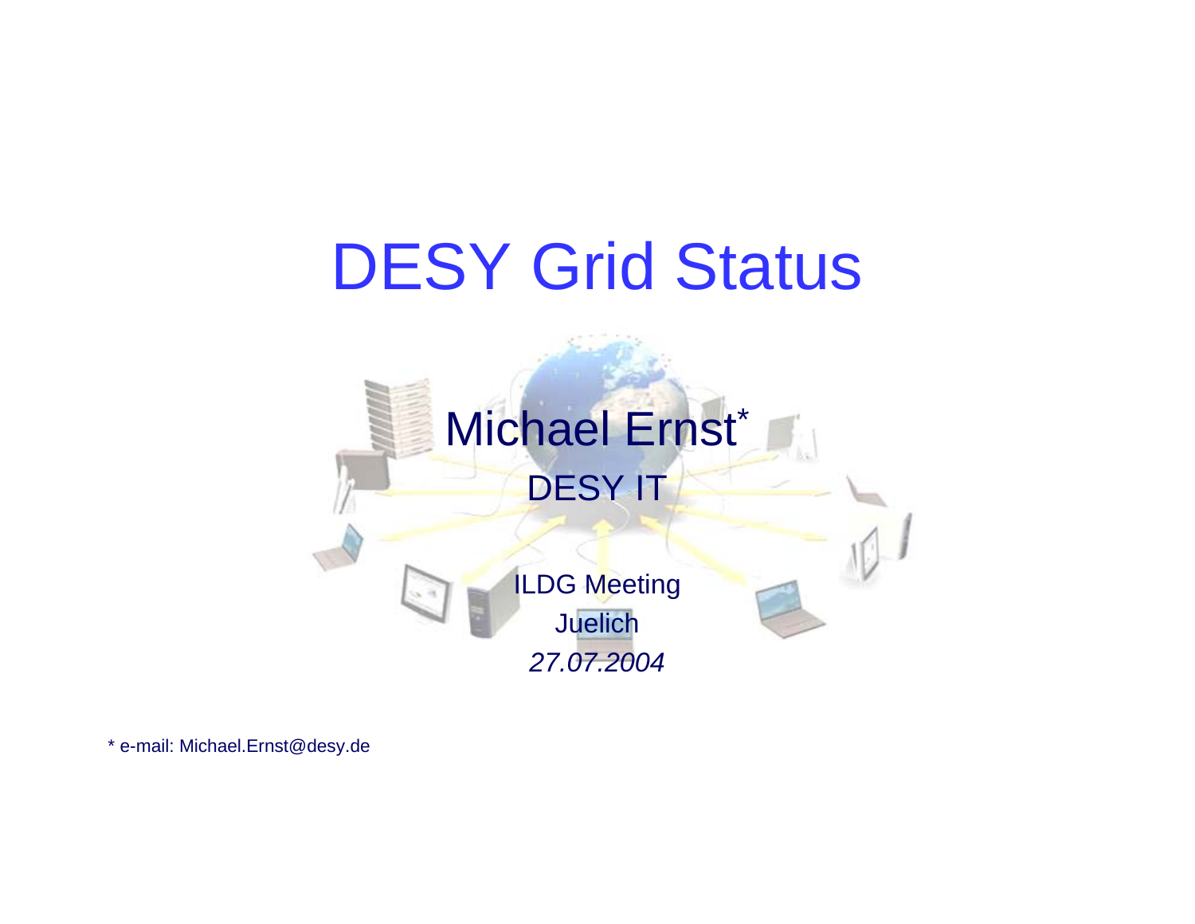# DESY Grid Status

Michael Ernst*

DESY IT

ILDG Meeting

Juelich

*27.07.2004*

* e-mail: Michael.Ernst@desy.de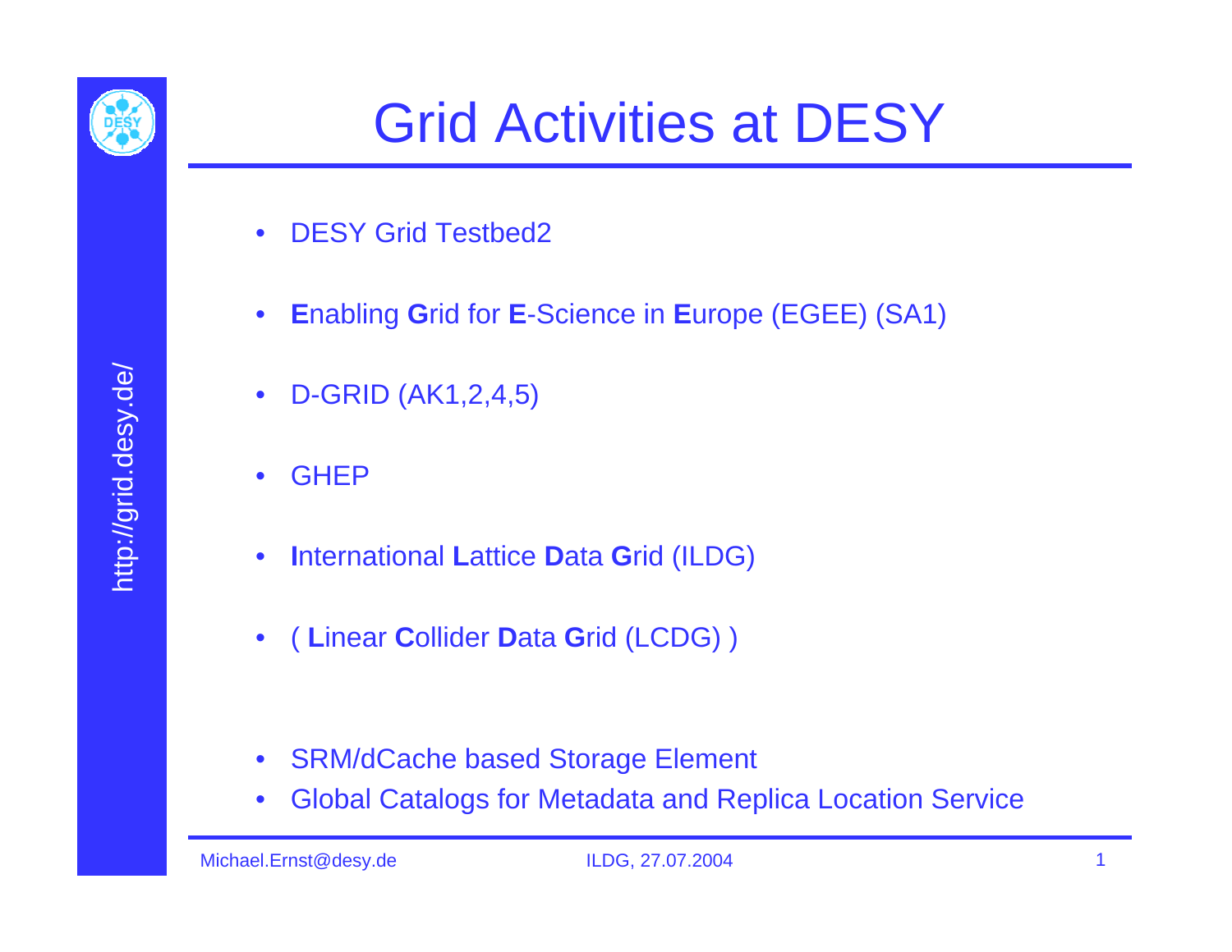# Grid Activities at DESY

- DESY Grid Testbed2
- **E**nabling **G**rid for **E**-Science in **E**urope (EGEE) (SA1)
- D-GRID (AK1,2,4,5)
- GHEP
- **I**nternational **L**attice **D**ata **G**rid (ILDG)
- ( **L**inear **C**ollider **D**ata **G**rid (LCDG) )

- SRM/dCache based Storage Element
- Global Catalogs for Metadata and Replica Location Service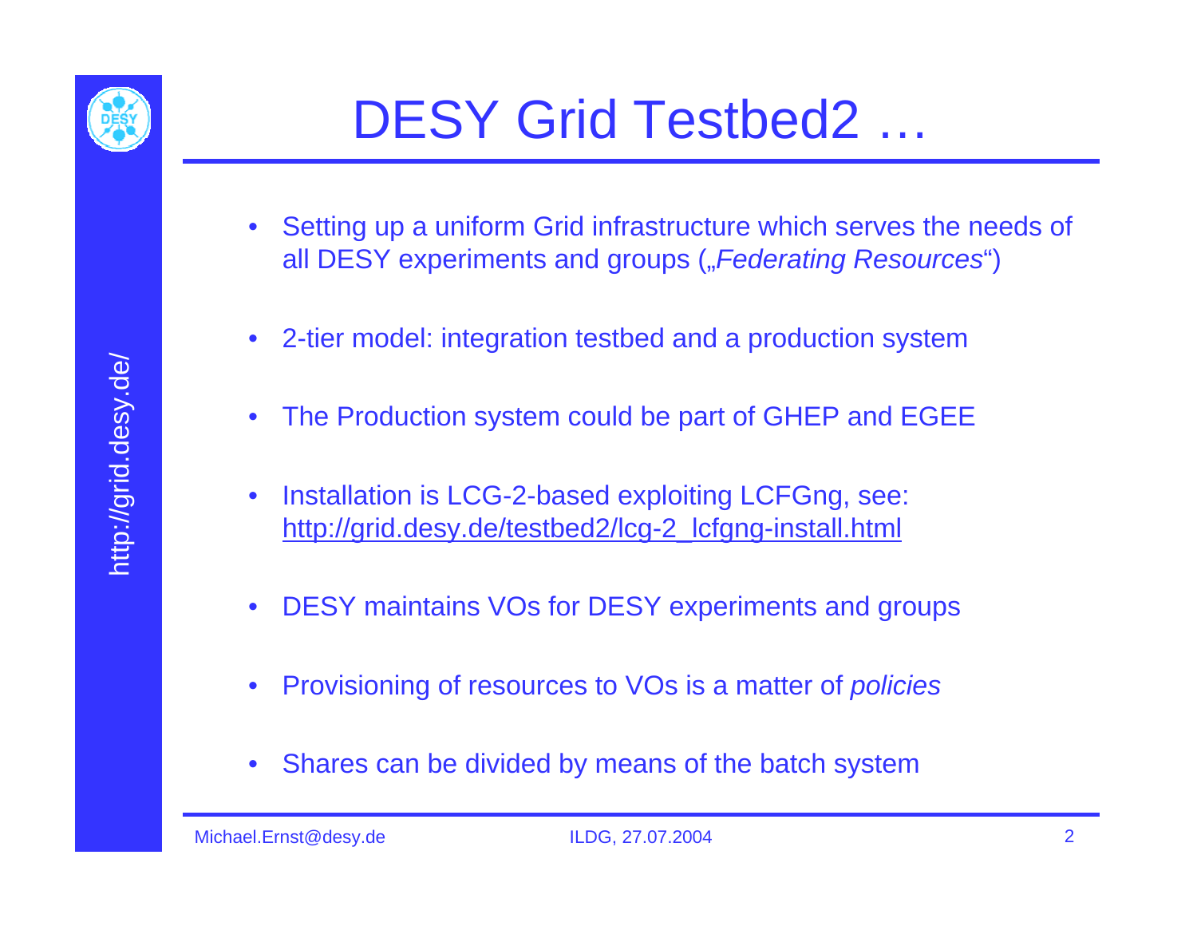# DESY Grid Testbed2 …

- Setting up a uniform Grid infrastructure which serves the needs of all DESY experiments and groups („*Federating Resources*")
- 2-tier model: integration testbed and a production system
- The Production system could be part of GHEP and EGEE
- Installation is LCG-2-based exploiting LCFGng, see: http://grid.desy.de/testbed2/lcg-2_lcfgng-install.html
- DESY maintains VOs for DESY experiments and groups
- Provisioning of resources to VOs is a matter of *policies*
- Shares can be divided by means of the batch system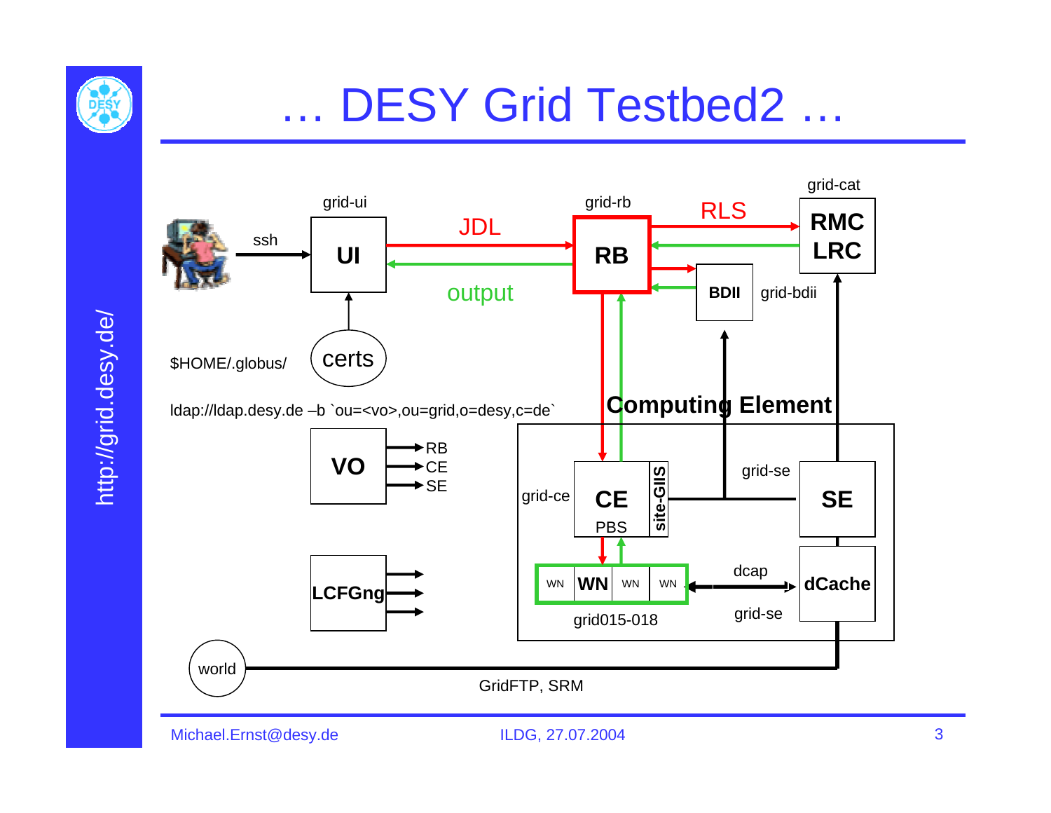# … DESY Grid Testbed2 …

grid-ui

grid-rb

grid-cat

ssh

**UI**

JDL

**RB**

RLS

**RMC**
**LRC**

output

**BDII**

grid-bdii

certs

$HOME/.globus/

ldap://ldap.desy.de –b `ou=<vo>,ou=grid,o=desy,c=de`

**Computing Element**

**VO**

RB
CE
SE

grid-ce

**CE**

PBS

**site-GIIS**

grid-se

**SE**

**LCFGng**

WN **WN** WN WN

dcap

**dCache**

grid015-018

grid-se

world

GridFTP, SRM

http://grid.desy.de/

Michael.Ernst@desy.de

ILDG, 27.07.2004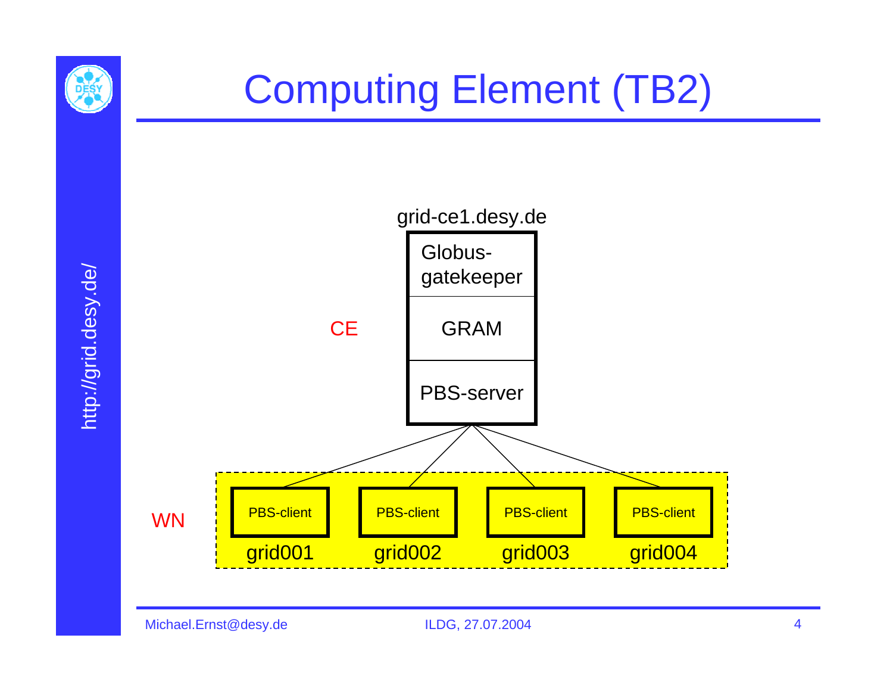# Computing Element (TB2)

grid-ce1.desy.de

CE

- Globus-gatekeeper
- GRAM
- PBS-server

WN

| PBS-client | PBS-client | PBS-client | PBS-client |
|---|---|---|---|
| grid001 | grid002 | grid003 | grid004 |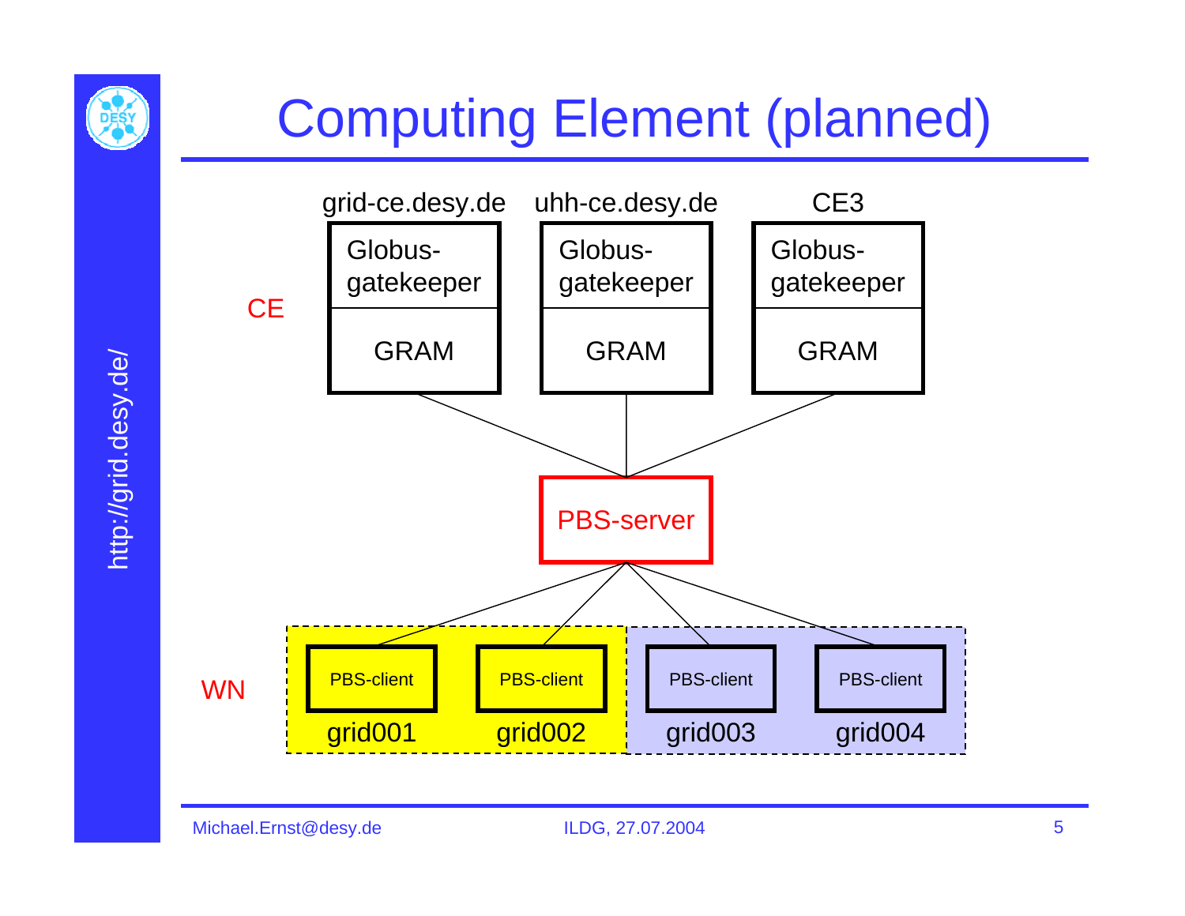# Computing Element (planned)

**CE**

| grid-ce.desy.de | uhh-ce.desy.de | CE3 |
| --- | --- | --- |
| Globus-gatekeeper | Globus-gatekeeper | Globus-gatekeeper |
| GRAM | GRAM | GRAM |

PBS-server

**WN**

| grid001 | grid002 | grid003 | grid004 |
| --- | --- | --- | --- |
| PBS-client | PBS-client | PBS-client | PBS-client |

Michael.Ernst@desy.de — ILDG, 27.07.2004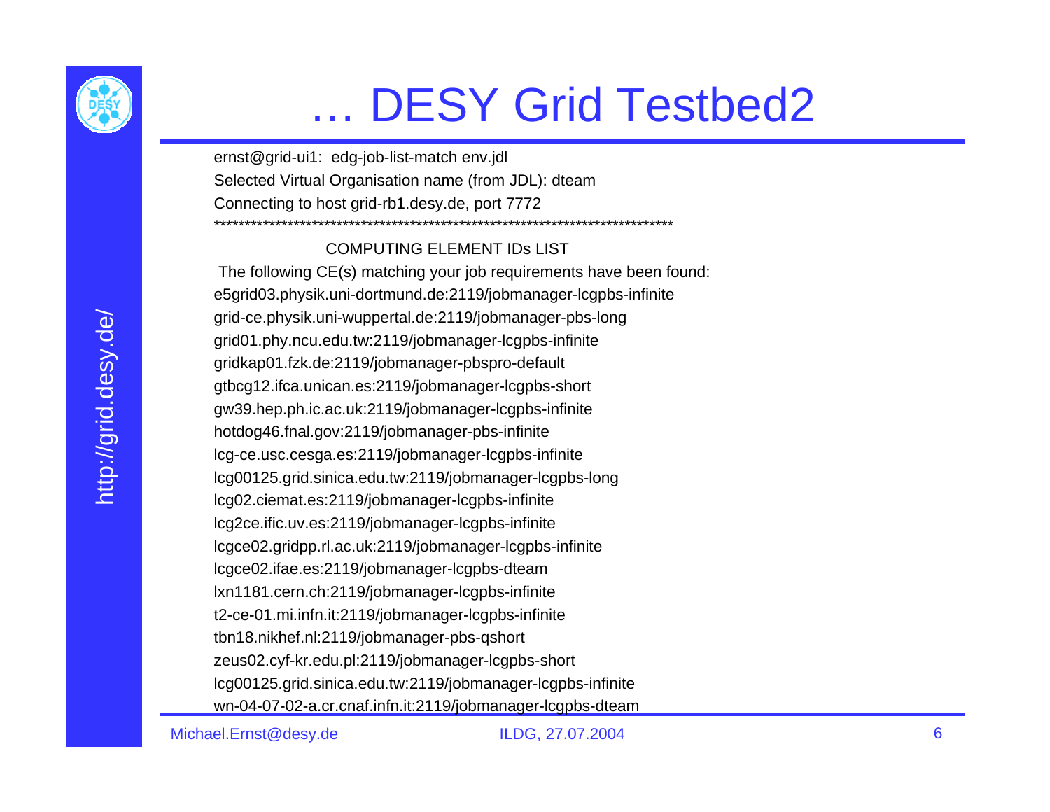# … DESY Grid Testbed2

```
ernst@grid-ui1:  edg-job-list-match env.jdl
Selected Virtual Organisation name (from JDL): dteam
Connecting to host grid-rb1.desy.de, port 7772
***************************************************************************

                    COMPUTING ELEMENT IDs LIST
 The following CE(s) matching your job requirements have been found:
e5grid03.physik.uni-dortmund.de:2119/jobmanager-lcgpbs-infinite
grid-ce.physik.uni-wuppertal.de:2119/jobmanager-pbs-long
grid01.phy.ncu.edu.tw:2119/jobmanager-lcgpbs-infinite
gridkap01.fzk.de:2119/jobmanager-pbspro-default
gtbcg12.ifca.unican.es:2119/jobmanager-lcgpbs-short
gw39.hep.ph.ic.ac.uk:2119/jobmanager-lcgpbs-infinite
hotdog46.fnal.gov:2119/jobmanager-pbs-infinite
lcg-ce.usc.cesga.es:2119/jobmanager-lcgpbs-infinite
lcg00125.grid.sinica.edu.tw:2119/jobmanager-lcgpbs-long
lcg02.ciemat.es:2119/jobmanager-lcgpbs-infinite
lcg2ce.ific.uv.es:2119/jobmanager-lcgpbs-infinite
lcgce02.gridpp.rl.ac.uk:2119/jobmanager-lcgpbs-infinite
lcgce02.ifae.es:2119/jobmanager-lcgpbs-dteam
lxn1181.cern.ch:2119/jobmanager-lcgpbs-infinite
t2-ce-01.mi.infn.it:2119/jobmanager-lcgpbs-infinite
tbn18.nikhef.nl:2119/jobmanager-pbs-qshort
zeus02.cyf-kr.edu.pl:2119/jobmanager-lcgpbs-short
lcg00125.grid.sinica.edu.tw:2119/jobmanager-lcgpbs-infinite
wn-04-07-02-a.cr.cnaf.infn.it:2119/jobmanager-lcgpbs-dteam
```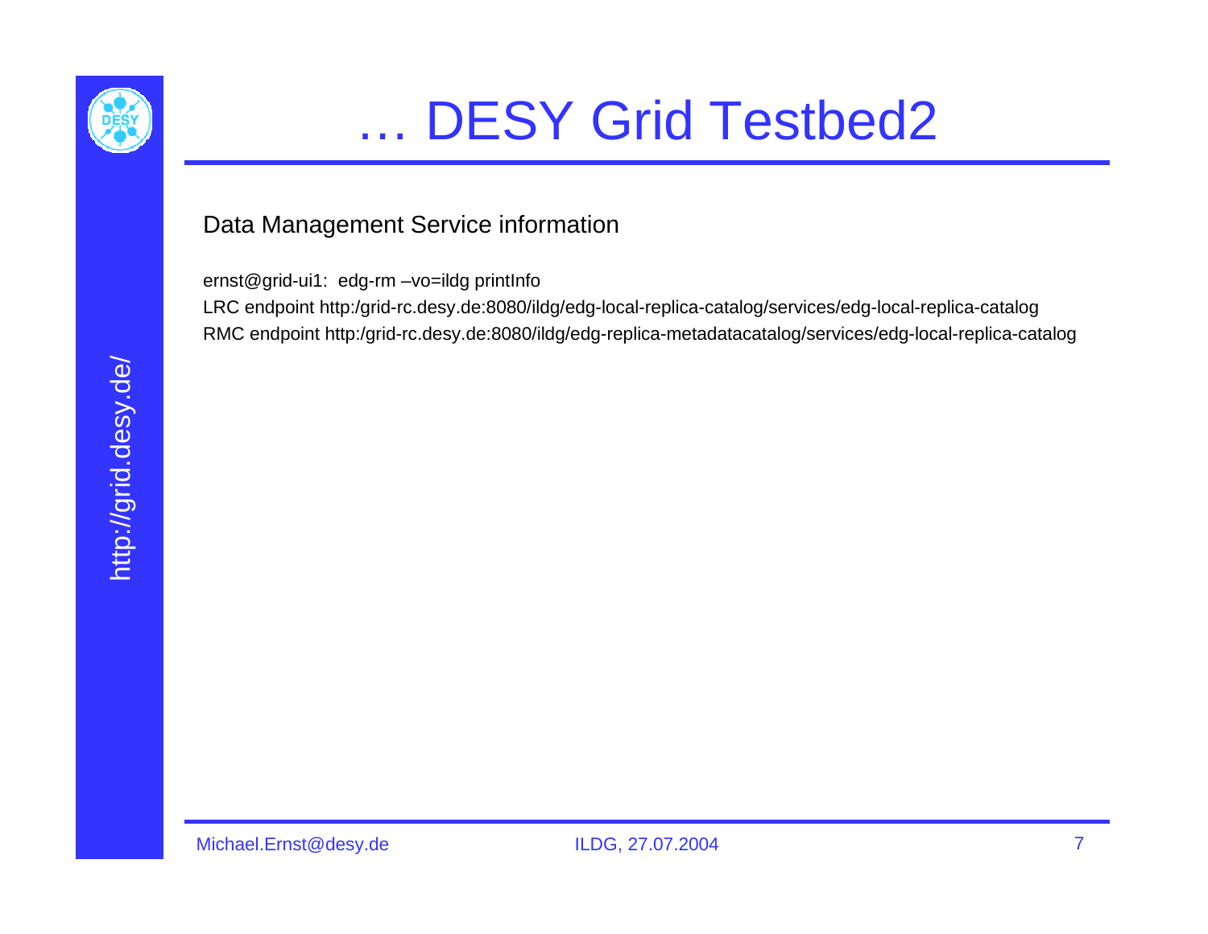# … DESY Grid Testbed2

Data Management Service information

ernst@grid-ui1: edg-rm –vo=ildg printInfo

LRC endpoint http:/grid-rc.desy.de:8080/ildg/edg-local-replica-catalog/services/edg-local-replica-catalog

RMC endpoint http:/grid-rc.desy.de:8080/ildg/edg-replica-metadatacatalog/services/edg-local-replica-catalog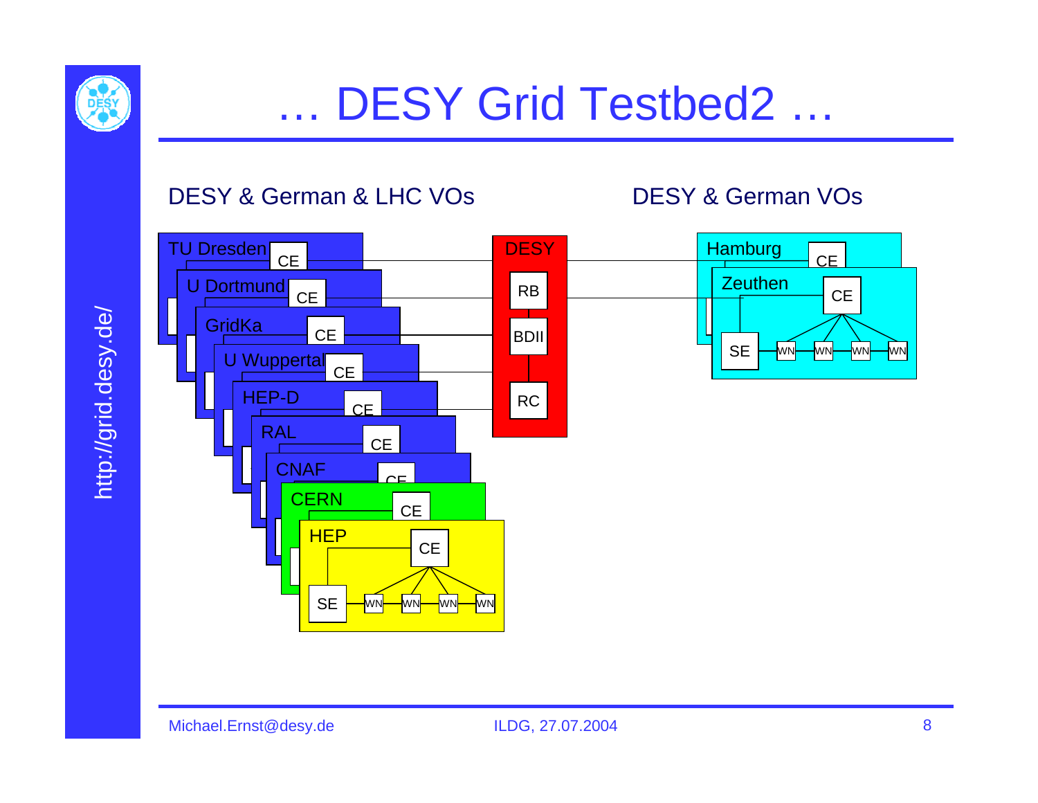# … DESY Grid Testbed2 …

DESY & German & LHC VOs

DESY & German VOs

TU Dresden CE

U Dortmund CE

GridKa CE

U Wuppertal CE

HEP-D CE

RAL CE

CNAF CE

CERN CE

HEP CE SE WN WN WN WN

DESY RB BDII RC

Hamburg CE

Zeuthen CE SE WN WN WN WN

Michael.Ernst@desy.de ILDG, 27.07.2004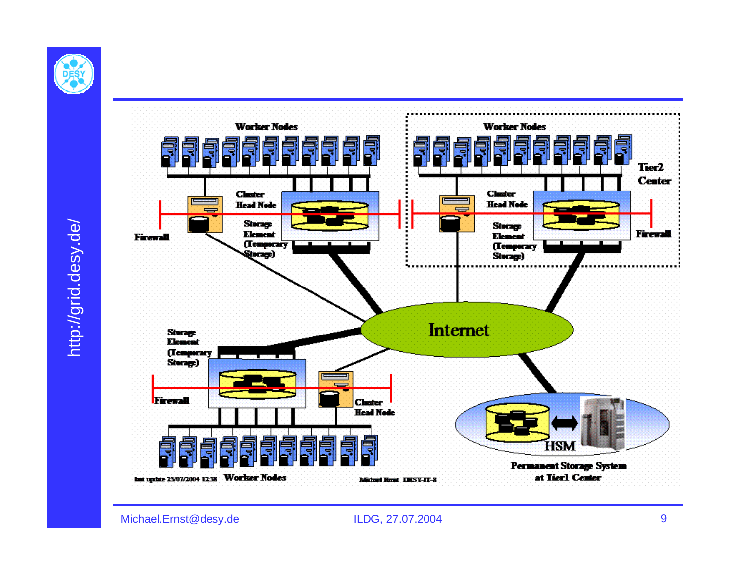Worker Nodes

Cluster Head Node

Storage Element (Temporary Storage)

Firewall

Worker Nodes

Tier2 Center

Cluster Head Node

Storage Element (Temporary Storage)

Firewall

Internet

Storage Element (Temporary Storage)

Firewall

Cluster Head Node

HSM

Permanent Storage System at Tier1 Center

last update 25/07/2004 12:38 Worker Nodes

Michael Ernst DESY-IT-8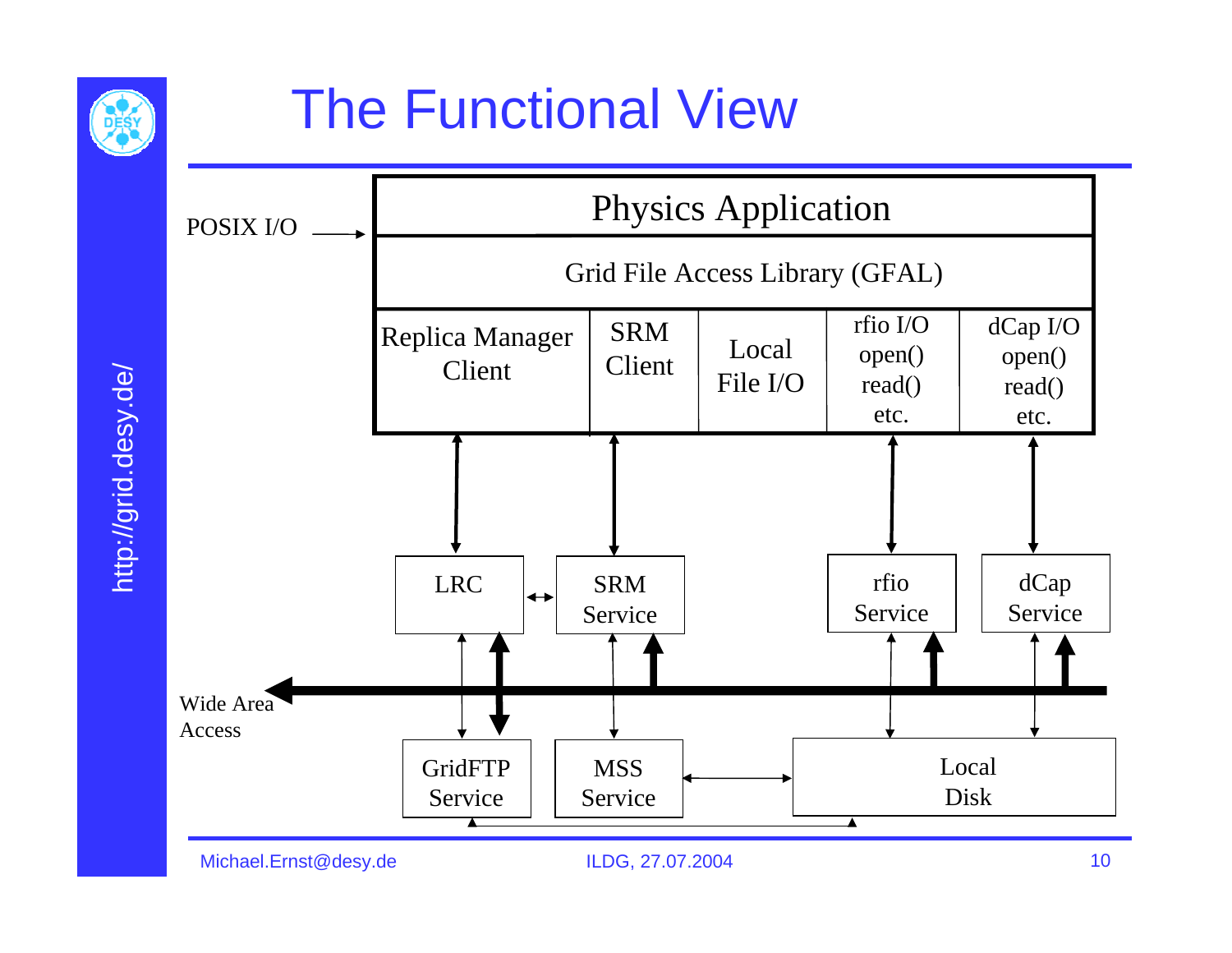# The Functional View

POSIX I/O

Physics Application

Grid File Access Library (GFAL)

| Replica Manager Client | SRM Client | Local File I/O | rfio I/O open() read() etc. | dCap I/O open() read() etc. |
|---|---|---|---|---|

LRC

SRM Service

rfio Service

dCap Service

Wide Area Access

GridFTP Service

MSS Service

Local Disk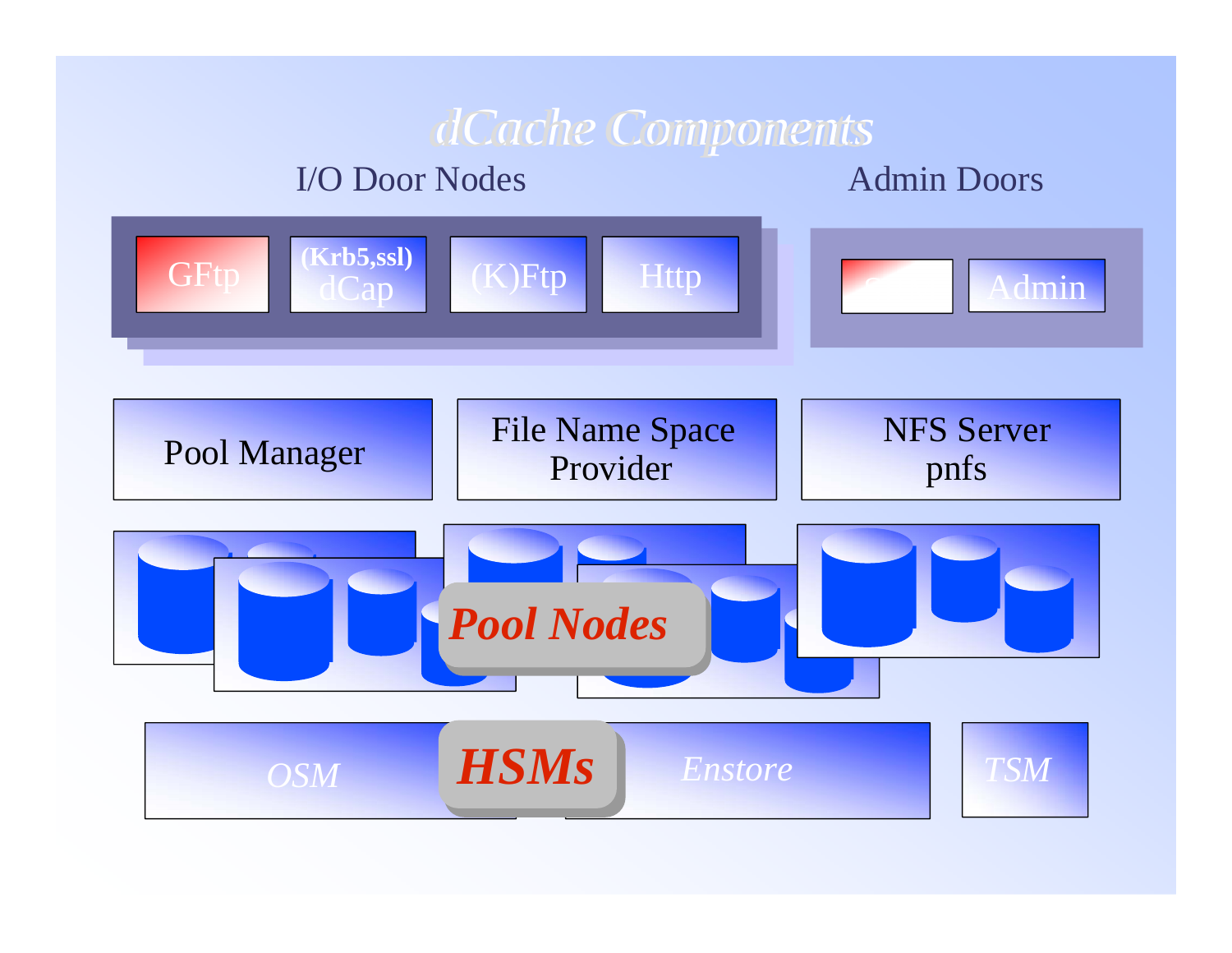# dCache Components

I/O Door Nodes

- GFtp
- (Krb5,ssl) dCap
- (K)Ftp
- Http

Admin Doors

- Admin

Pool Manager

File Name Space Provider

NFS Server pnfs

***Pool Nodes***

***HSMs***

- *OSM*
- *Enstore*
- *TSM*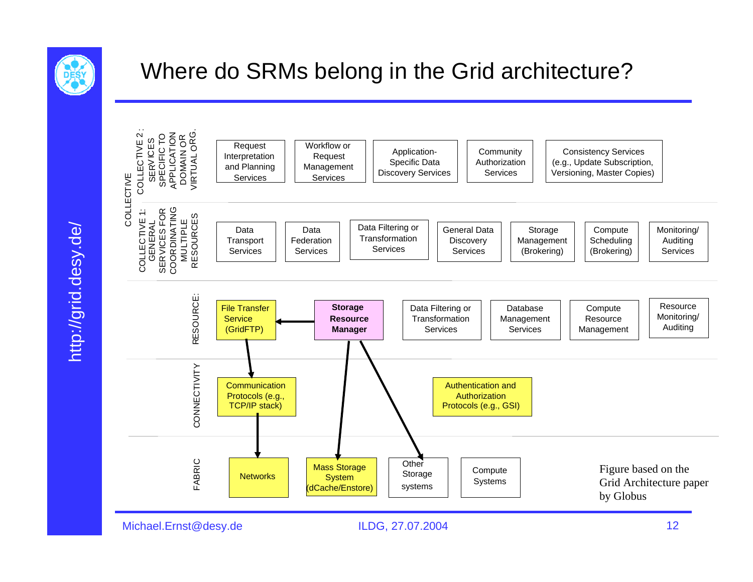# Where do SRMs belong in the Grid architecture?

**COLLECTIVE**

**COLLECTIVE 2: SERVICES SPECIFIC TO APPLICATION DOMAIN OR VIRTUAL ORG.**

- Request Interpretation and Planning Services
- Workflow or Request Management Services
- Application-Specific Data Discovery Services
- Community Authorization Services
- Consistency Services (e.g., Update Subscription, Versioning, Master Copies)

**COLLECTIVE 1: GENERAL SERVICES FOR COORDINATING MULTIPLE RESOURCES**

- Data Transport Services
- Data Federation Services
- Data Filtering or Transformation Services
- General Data Discovery Services
- Storage Management (Brokering)
- Compute Scheduling (Brokering)
- Monitoring/ Auditing Services

**RESOURCE:**

- File Transfer Service (GridFTP)
- **Storage Resource Manager**
- Data Filtering or Transformation Services
- Database Management Services
- Compute Resource Management
- Resource Monitoring/ Auditing

**CONNECTIVITY**

- Communication Protocols (e.g., TCP/IP stack)
- Authentication and Authorization Protocols (e.g., GSI)

**FABRIC**

- Networks
- Mass Storage System (dCache/Enstore)
- Other Storage systems
- Compute Systems

Figure based on the Grid Architecture paper by Globus

Michael.Ernst@desy.de — ILDG, 27.07.2004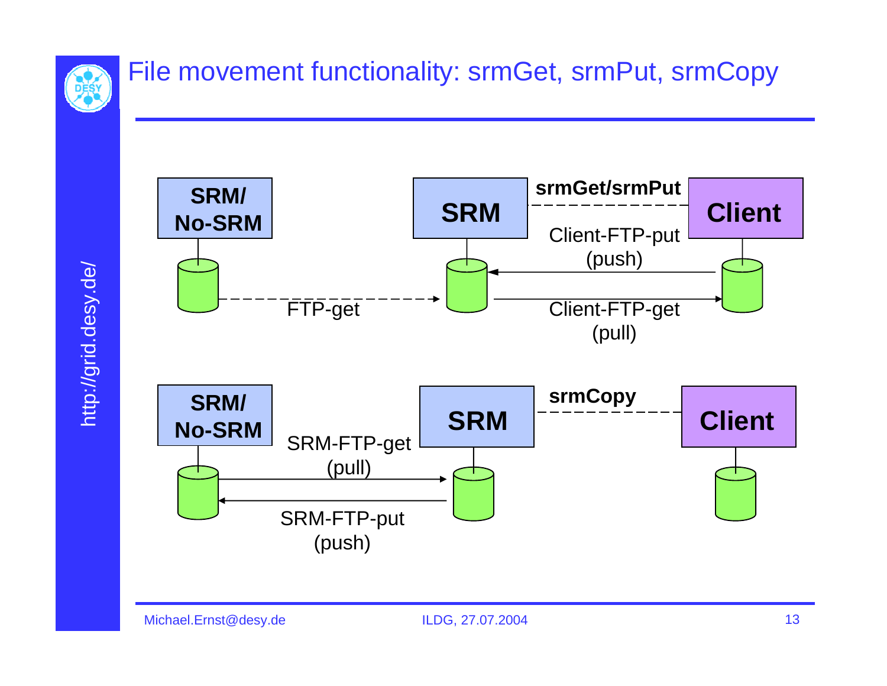# File movement functionality: srmGet, srmPut, srmCopy

SRM/ No-SRM

SRM

srmGet/srmPut

Client

Client-FTP-put (push)

FTP-get

Client-FTP-get (pull)

SRM/ No-SRM

SRM

srmCopy

Client

SRM-FTP-get (pull)

SRM-FTP-put (push)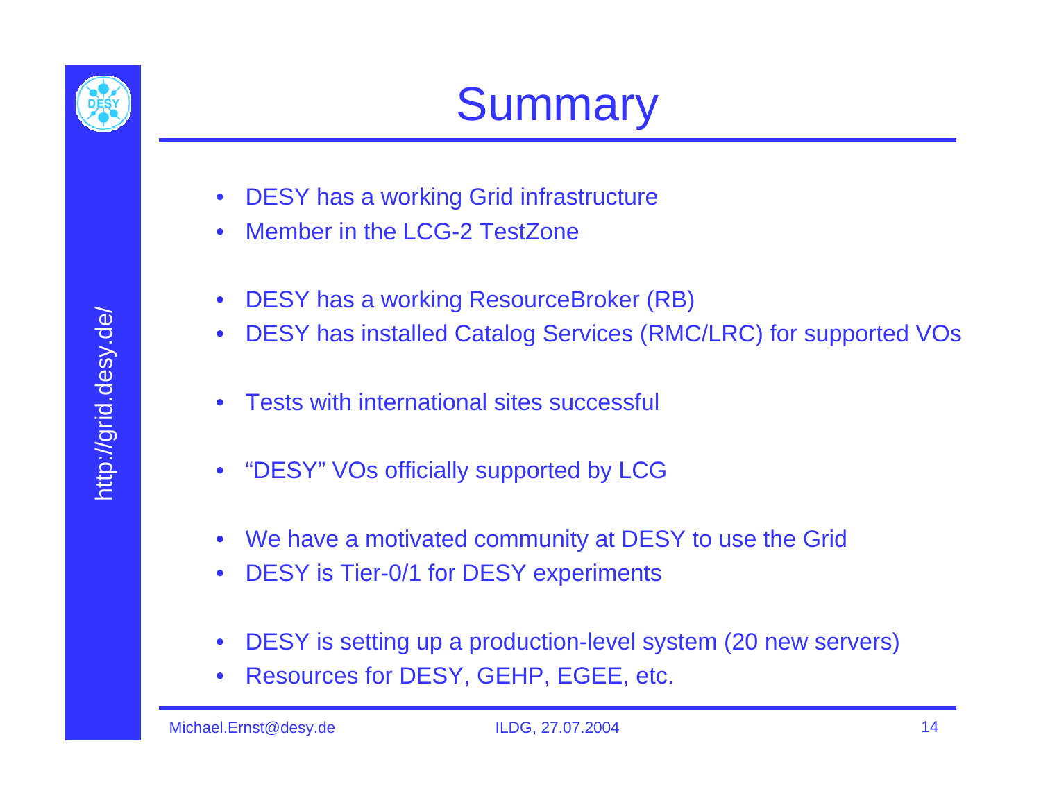# Summary

- DESY has a working Grid infrastructure
- Member in the LCG-2 TestZone

- DESY has a working ResourceBroker (RB)
- DESY has installed Catalog Services (RMC/LRC) for supported VOs

- Tests with international sites successful

- “DESY” VOs officially supported by LCG

- We have a motivated community at DESY to use the Grid
- DESY is Tier-0/1 for DESY experiments

- DESY is setting up a production-level system (20 new servers)
- Resources for DESY, GEHP, EGEE, etc.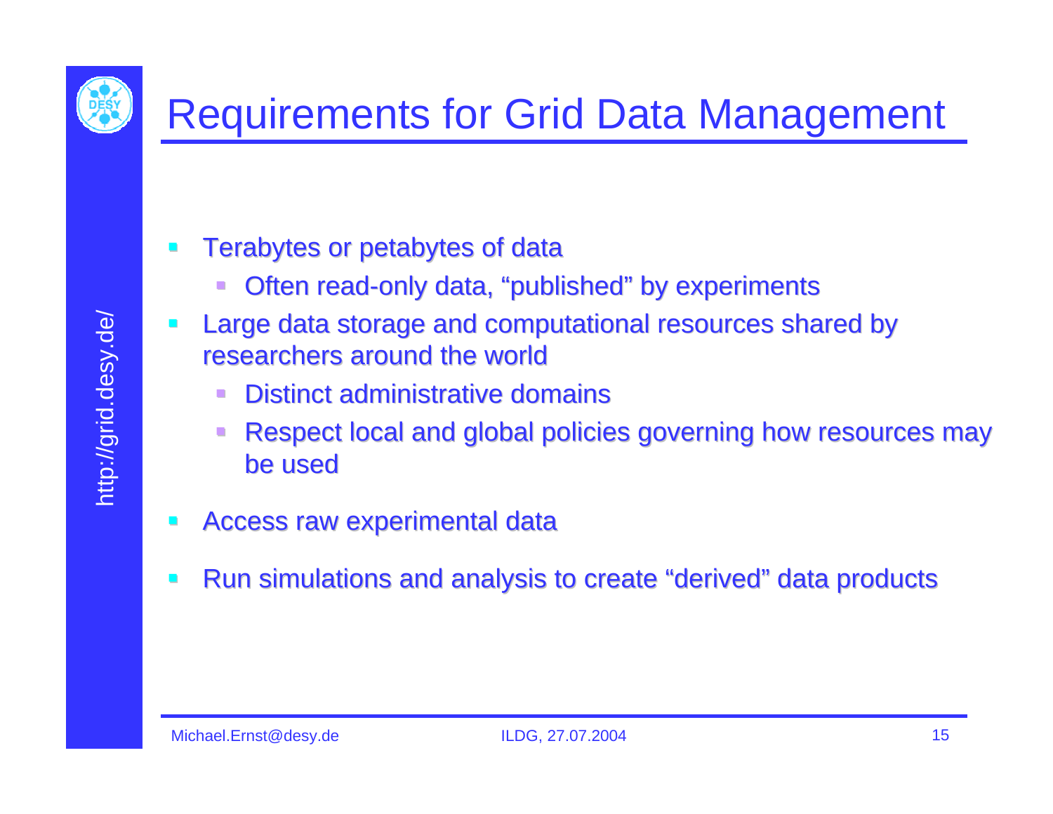# Requirements for Grid Data Management

- Terabytes or petabytes of data
  - Often read-only data, “published” by experiments
- Large data storage and computational resources shared by researchers around the world
  - Distinct administrative domains
  - Respect local and global policies governing how resources may be used
- Access raw experimental data
- Run simulations and analysis to create “derived” data products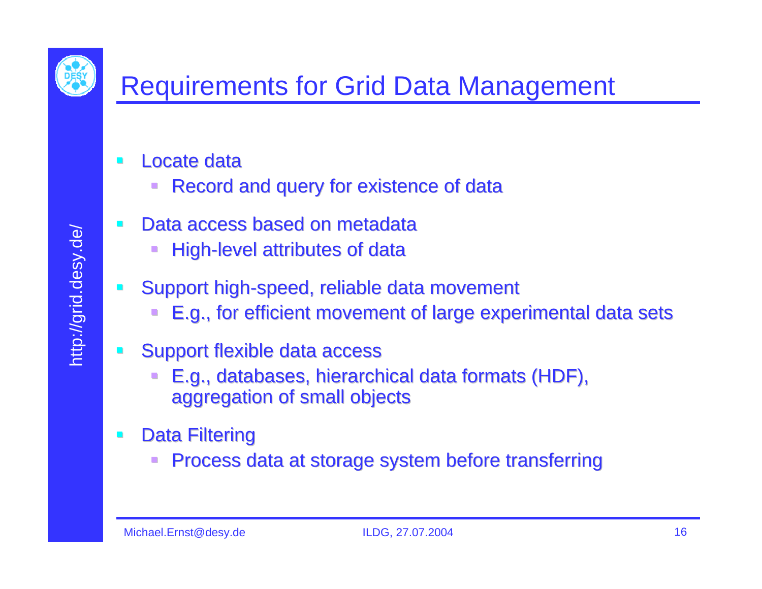# Requirements for Grid Data Management

- Locate data
  - Record and query for existence of data
- Data access based on metadata
  - High-level attributes of data
- Support high-speed, reliable data movement
  - E.g., for efficient movement of large experimental data sets
- Support flexible data access
  - E.g., databases, hierarchical data formats (HDF), aggregation of small objects
- Data Filtering
  - Process data at storage system before transferring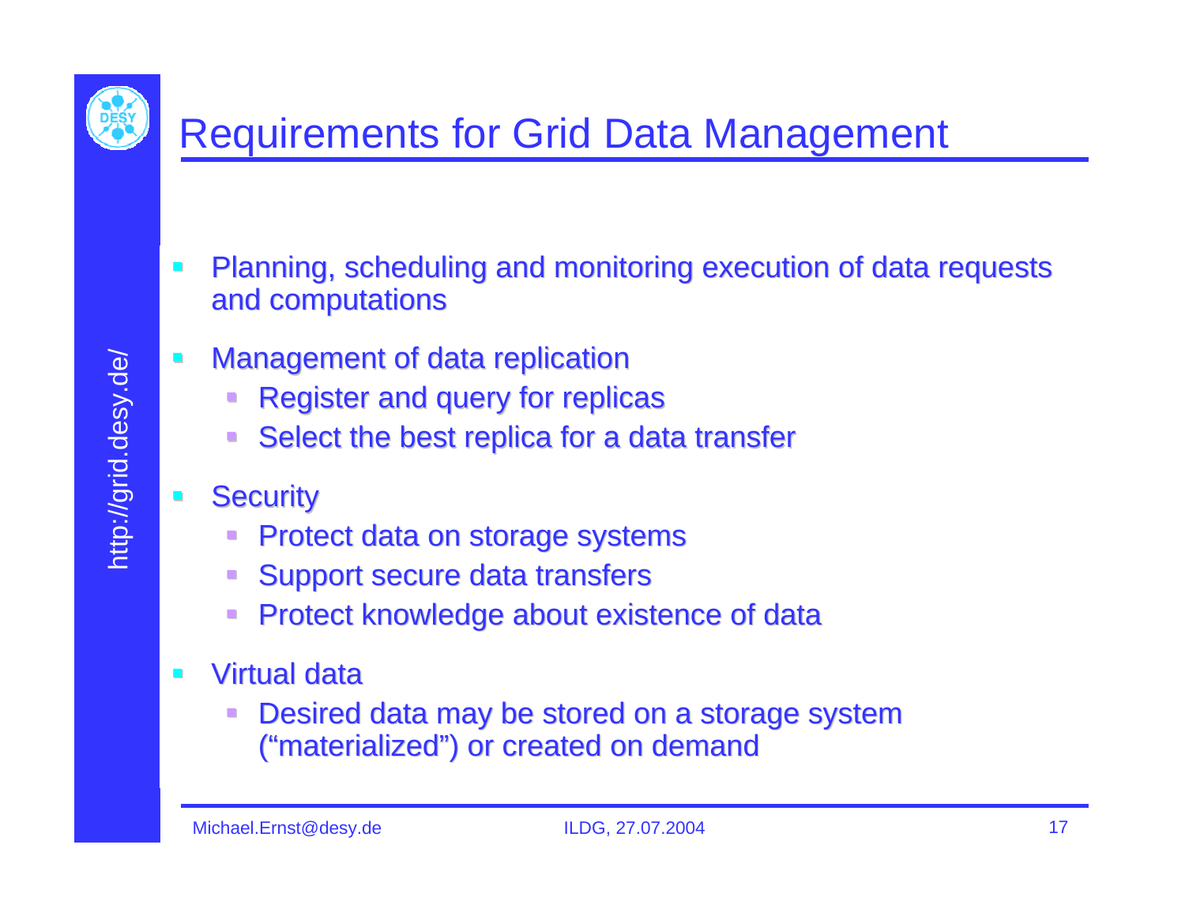# Requirements for Grid Data Management

- Planning, scheduling and monitoring execution of data requests and computations
- Management of data replication
  - Register and query for replicas
  - Select the best replica for a data transfer
- Security
  - Protect data on storage systems
  - Support secure data transfers
  - Protect knowledge about existence of data
- Virtual data
  - Desired data may be stored on a storage system (“materialized”) or created on demand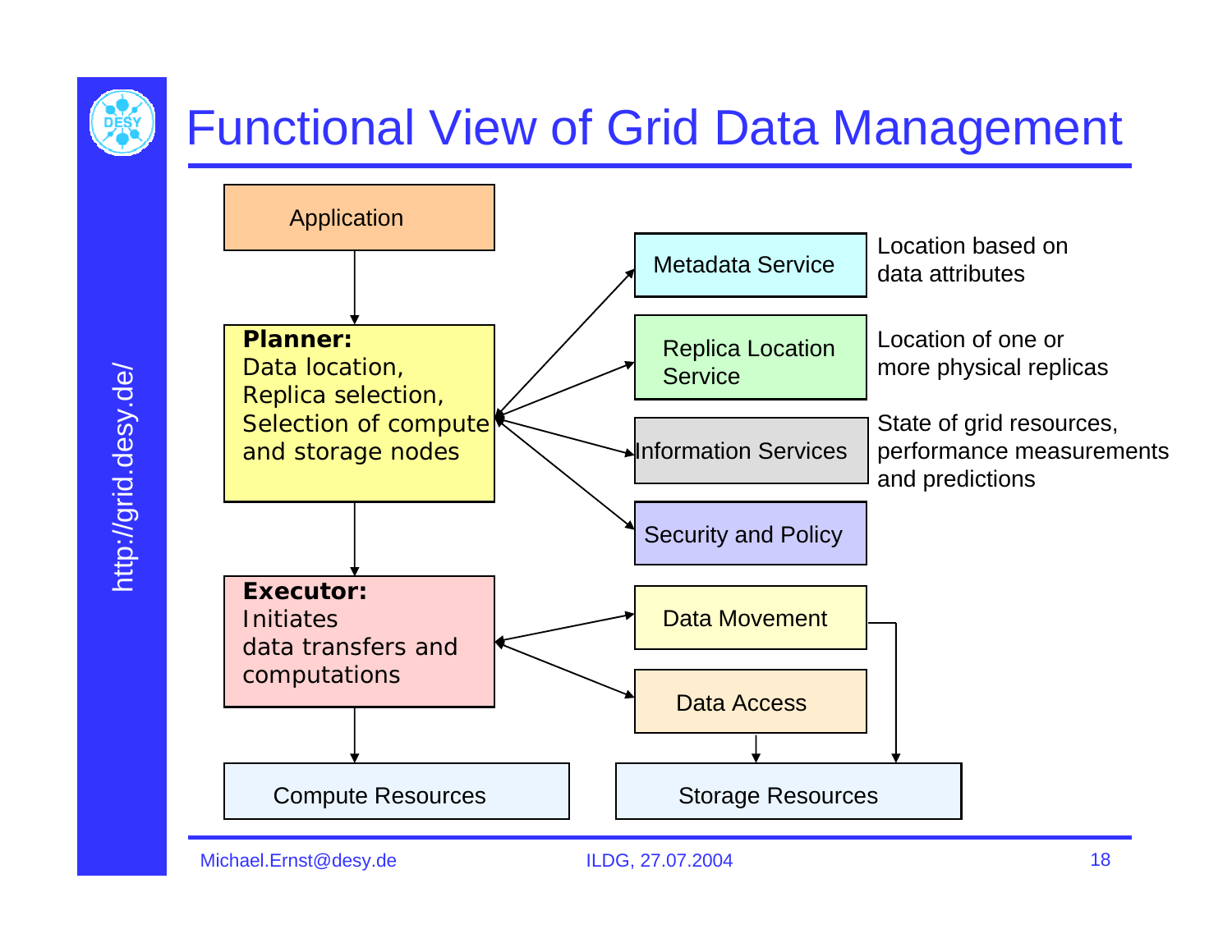# Functional View of Grid Data Management

Application

**Planner:**
Data location,
Replica selection,
Selection of compute and storage nodes

Metadata Service — Location based on data attributes

Replica Location Service — Location of one or more physical replicas

Information Services — State of grid resources, performance measurements and predictions

Security and Policy

**Executor:**
Initiates data transfers and computations

Data Movement

Data Access

Compute Resources

Storage Resources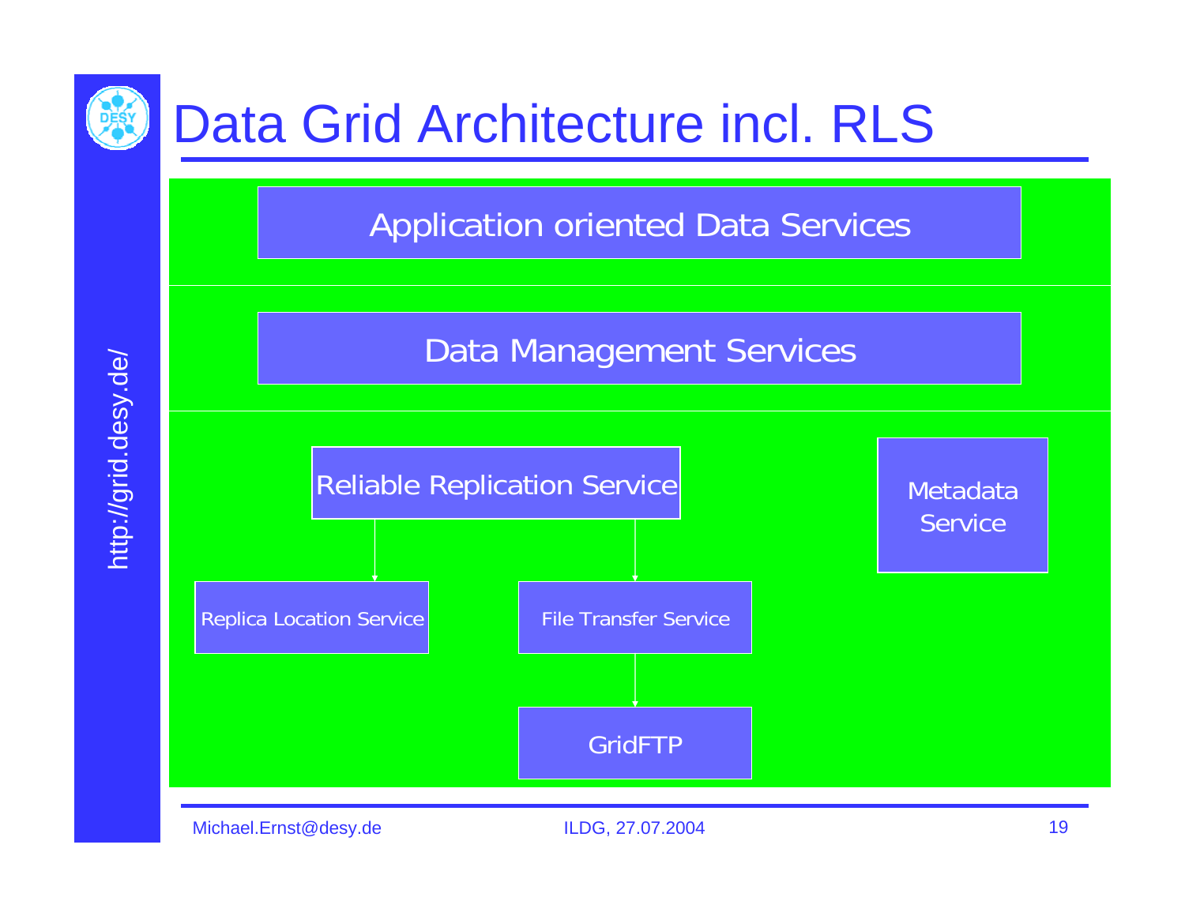# Data Grid Architecture incl. RLS

Application oriented Data Services

Data Management Services

Reliable Replication Service

Replica Location Service

File Transfer Service

GridFTP

Metadata Service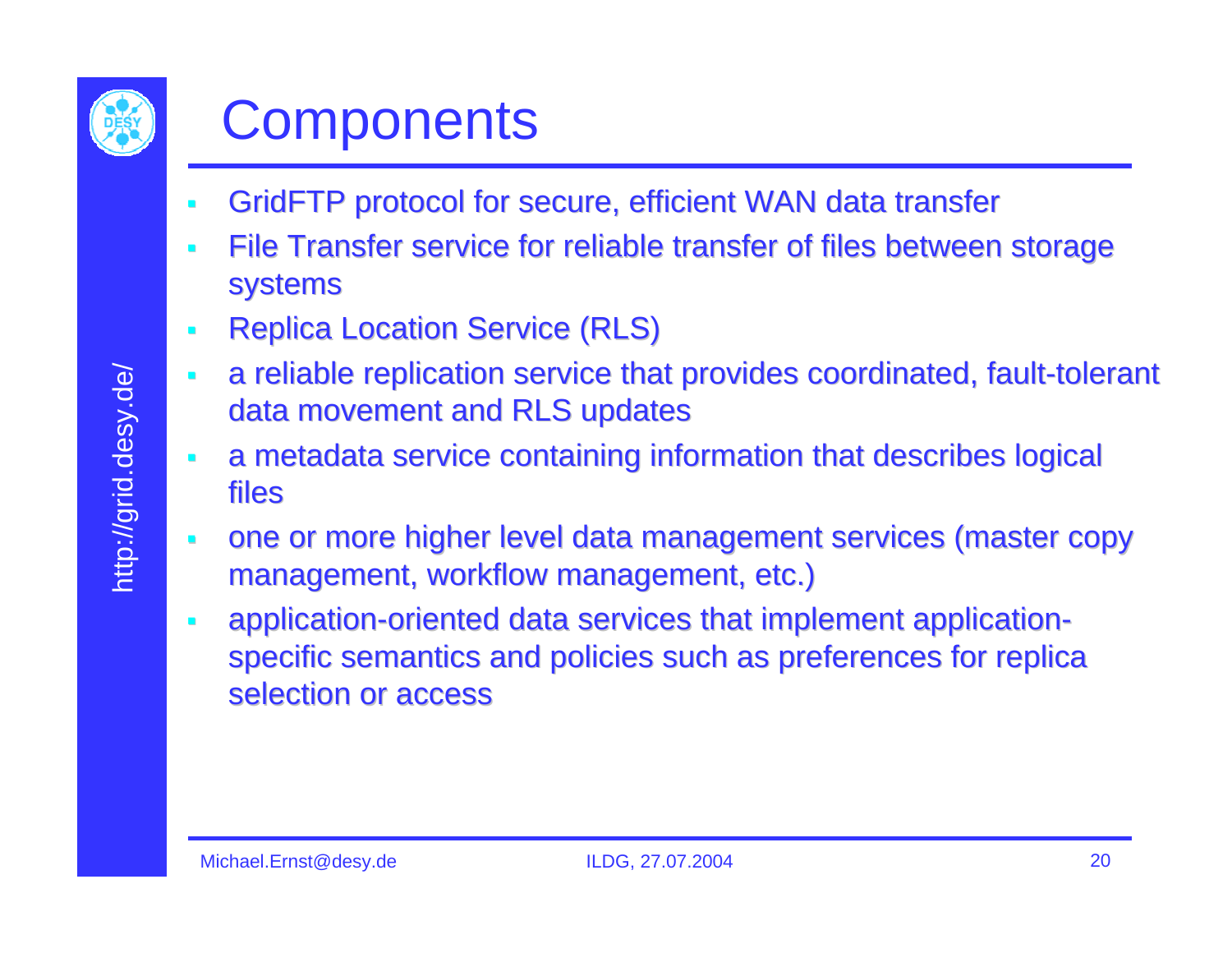# Components

- GridFTP protocol for secure, efficient WAN data transfer
- File Transfer service for reliable transfer of files between storage systems
- Replica Location Service (RLS)
- a reliable replication service that provides coordinated, fault-tolerant data movement and RLS updates
- a metadata service containing information that describes logical files
- one or more higher level data management services (master copy management, workflow management, etc.)
- application-oriented data services that implement application-specific semantics and policies such as preferences for replica selection or access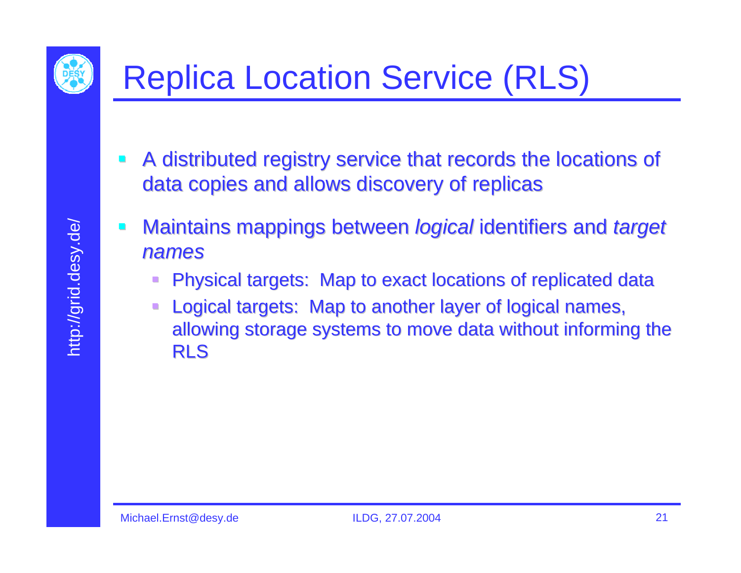# Replica Location Service (RLS)

- A distributed registry service that records the locations of data copies and allows discovery of replicas
- Maintains mappings between *logical* identifiers and *target names*
  - Physical targets: Map to exact locations of replicated data
  - Logical targets: Map to another layer of logical names, allowing storage systems to move data without informing the RLS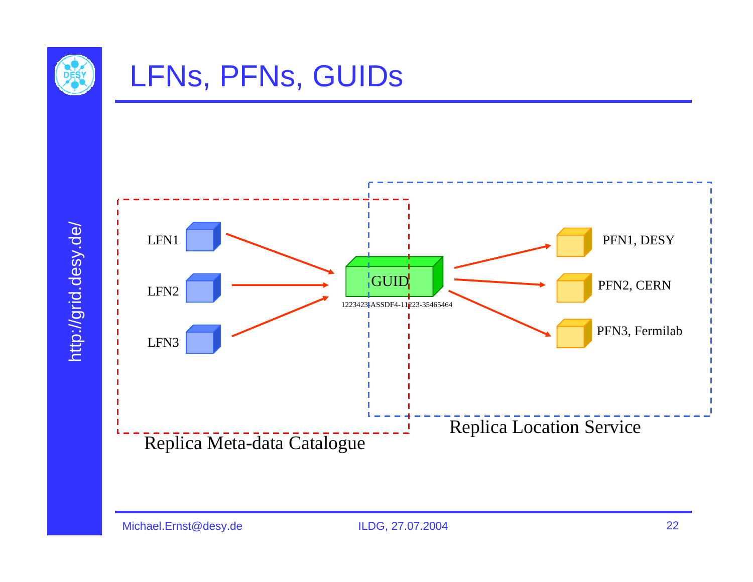# LFNs, PFNs, GUIDs

LFN1

LFN2

LFN3

GUID

1223423-ASSDF4-11223-35465464

PFN1, DESY

PFN2, CERN

PFN3, Fermilab

Replica Meta-data Catalogue

Replica Location Service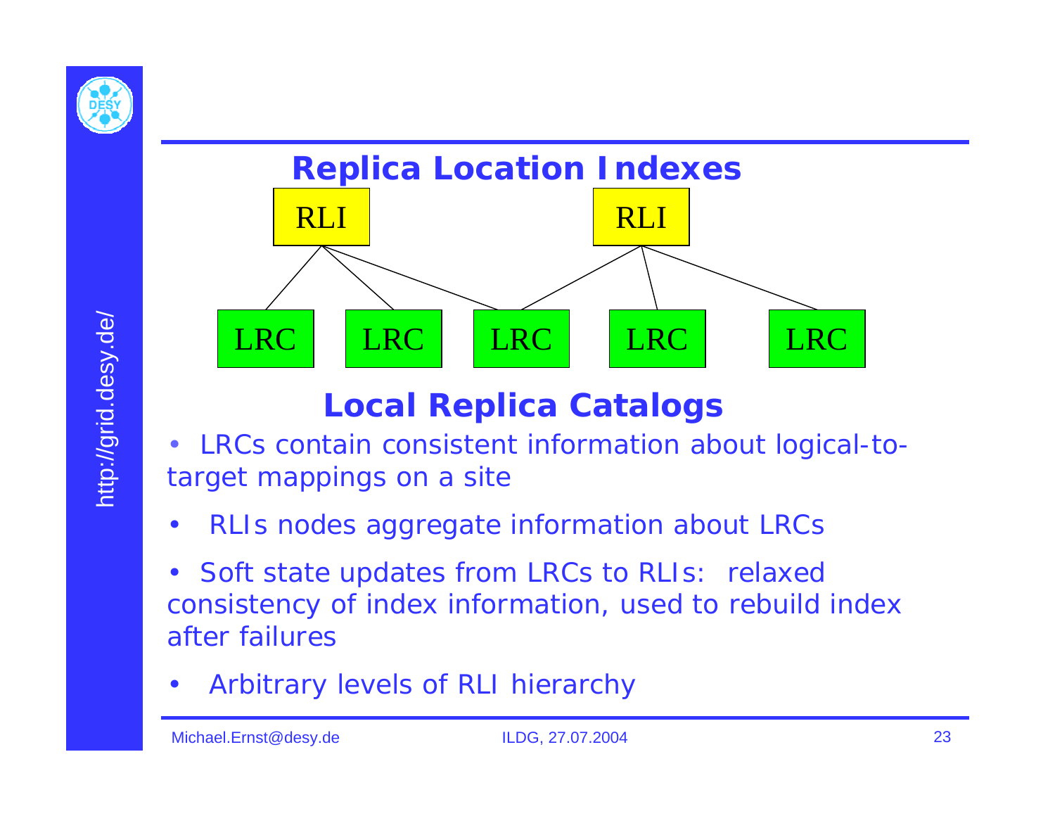## Replica Location Indexes

RLI RLI

LRC LRC LRC LRC LRC

## Local Replica Catalogs

- LRCs contain consistent information about logical-to-target mappings on a site
- RLIs nodes aggregate information about LRCs
- Soft state updates from LRCs to RLIs: relaxed consistency of index information, used to rebuild index after failures
- Arbitrary levels of RLI hierarchy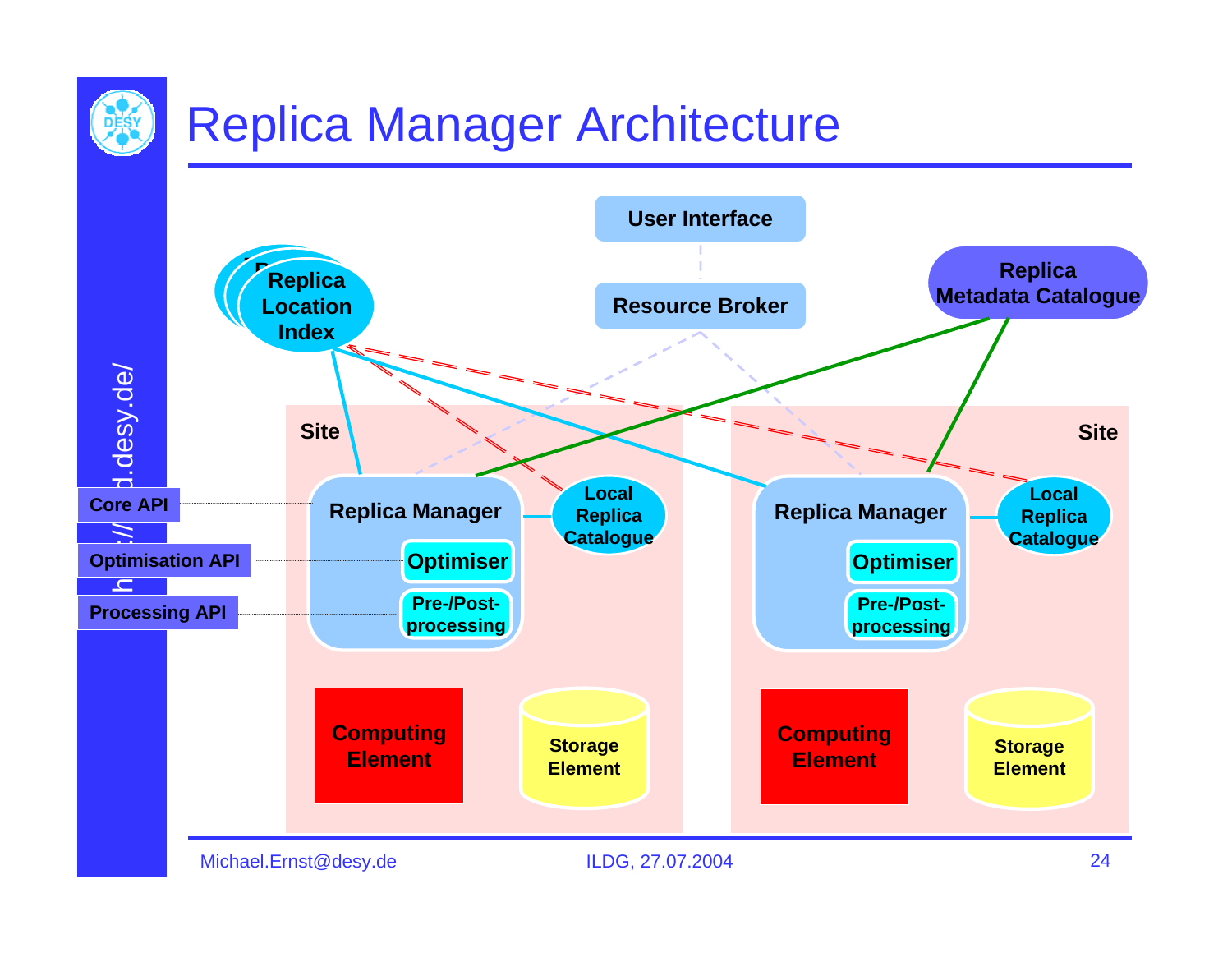# Replica Manager Architecture

User Interface

Resource Broker

Replica Location Index

Replica Metadata Catalogue

Site

Site

Core API

Optimisation API

Processing API

Replica Manager

Optimiser

Pre-/Post-processing

Local Replica Catalogue

Replica Manager

Optimiser

Pre-/Post-processing

Local Replica Catalogue

Computing Element

Storage Element

Computing Element

Storage Element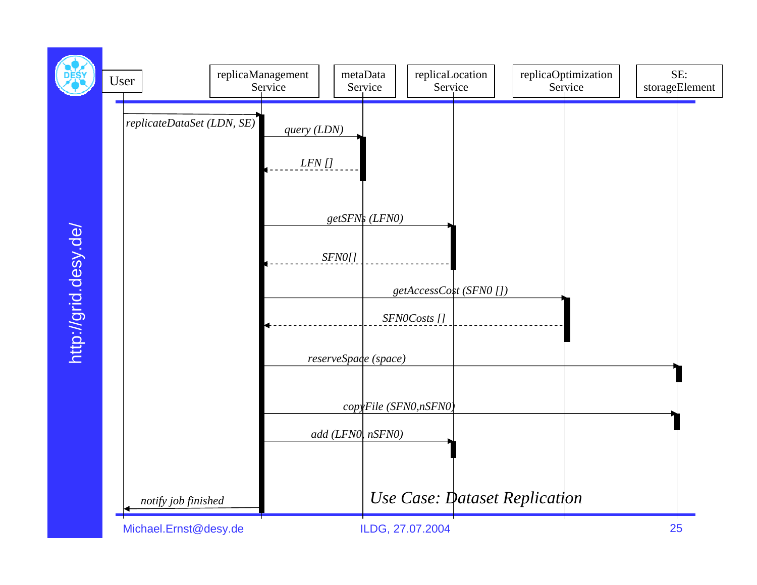# Use Case: Dataset Replication

| User | replicaManagement Service | metaData Service | replicaLocation Service | replicaOptimization Service | SE: storageElement |
|---|---|---|---|---|---|

1. User → replicaManagement Service: *replicateDataSet (LDN, SE)*
2. replicaManagement Service → metaData Service: *query (LDN)*
3. metaData Service → replicaManagement Service: *LFN []*
4. replicaManagement Service → replicaLocation Service: *getSFNs (LFN0)*
5. replicaLocation Service → replicaManagement Service: *SFN0[]*
6. replicaManagement Service → replicaOptimization Service: *getAccessCost (SFN0 [])*
7. replicaOptimization Service → replicaManagement Service: *SFN0Costs []*
8. replicaManagement Service → SE: storageElement: *reserveSpace (space)*
9. replicaManagement Service → SE: storageElement: *copyFile (SFN0,nSFN0)*
10. replicaManagement Service → replicaLocation Service: *add (LFN0, nSFN0)*
11. replicaManagement Service → User: *notify job finished*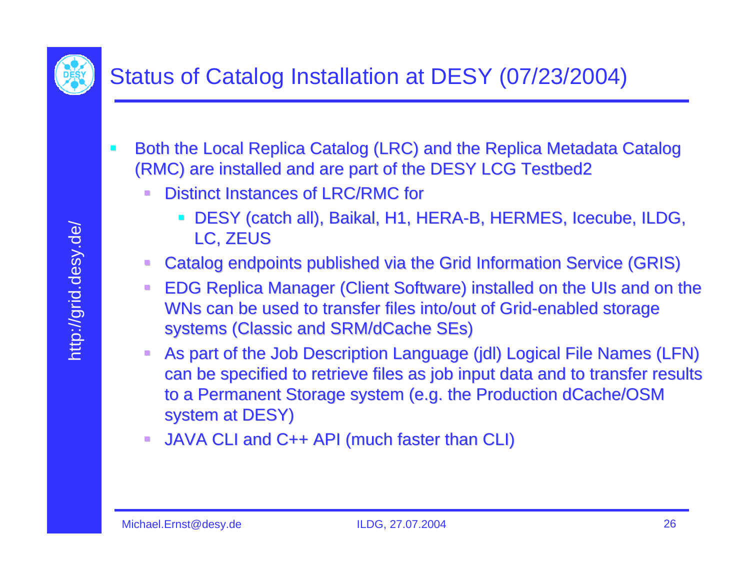# Status of Catalog Installation at DESY (07/23/2004)

- Both the Local Replica Catalog (LRC) and the Replica Metadata Catalog (RMC) are installed and are part of the DESY LCG Testbed2
  - Distinct Instances of LRC/RMC for
    - DESY (catch all), Baikal, H1, HERA-B, HERMES, Icecube, ILDG, LC, ZEUS
  - Catalog endpoints published via the Grid Information Service (GRIS)
  - EDG Replica Manager (Client Software) installed on the UIs and on the WNs can be used to transfer files into/out of Grid-enabled storage systems (Classic and SRM/dCache SEs)
  - As part of the Job Description Language (jdl) Logical File Names (LFN) can be specified to retrieve files as job input data and to transfer results to a Permanent Storage system (e.g. the Production dCache/OSM system at DESY)
  - JAVA CLI and C++ API (much faster than CLI)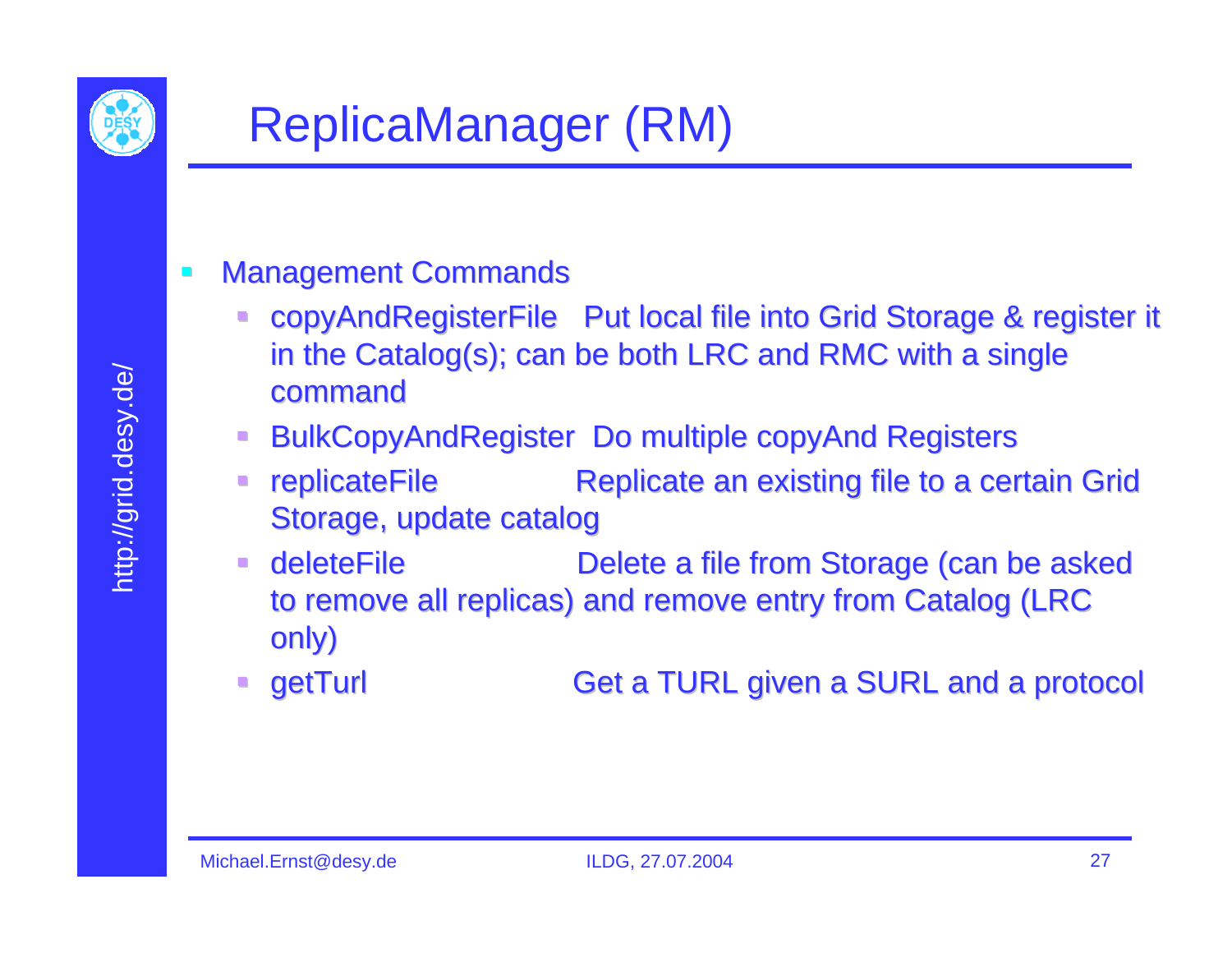# ReplicaManager (RM)

- Management Commands
  - copyAndRegisterFile   Put local file into Grid Storage & register it in the Catalog(s); can be both LRC and RMC with a single command
  - BulkCopyAndRegister  Do multiple copyAnd Registers
  - replicateFile   Replicate an existing file to a certain Grid Storage, update catalog
  - deleteFile   Delete a file from Storage (can be asked to remove all replicas) and remove entry from Catalog (LRC only)
  - getTurl   Get a TURL given a SURL and a protocol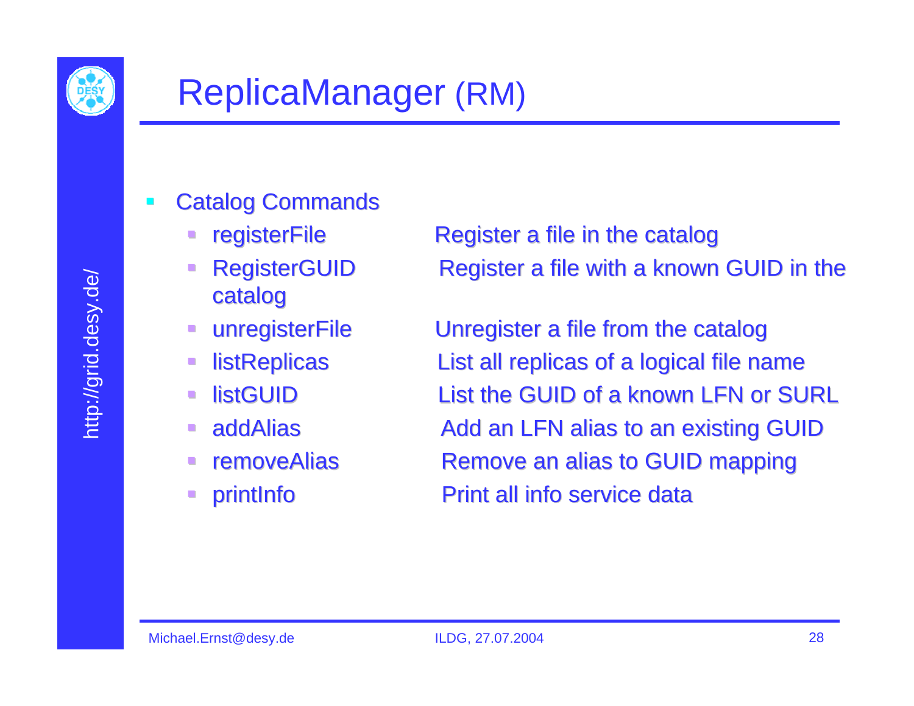# ReplicaManager (RM)

- Catalog Commands
  - registerFile — Register a file in the catalog
  - RegisterGUID — Register a file with a known GUID in the catalog
  - unregisterFile — Unregister a file from the catalog
  - listReplicas — List all replicas of a logical file name
  - listGUID — List the GUID of a known LFN or SURL
  - addAlias — Add an LFN alias to an existing GUID
  - removeAlias — Remove an alias to GUID mapping
  - printInfo — Print all info service data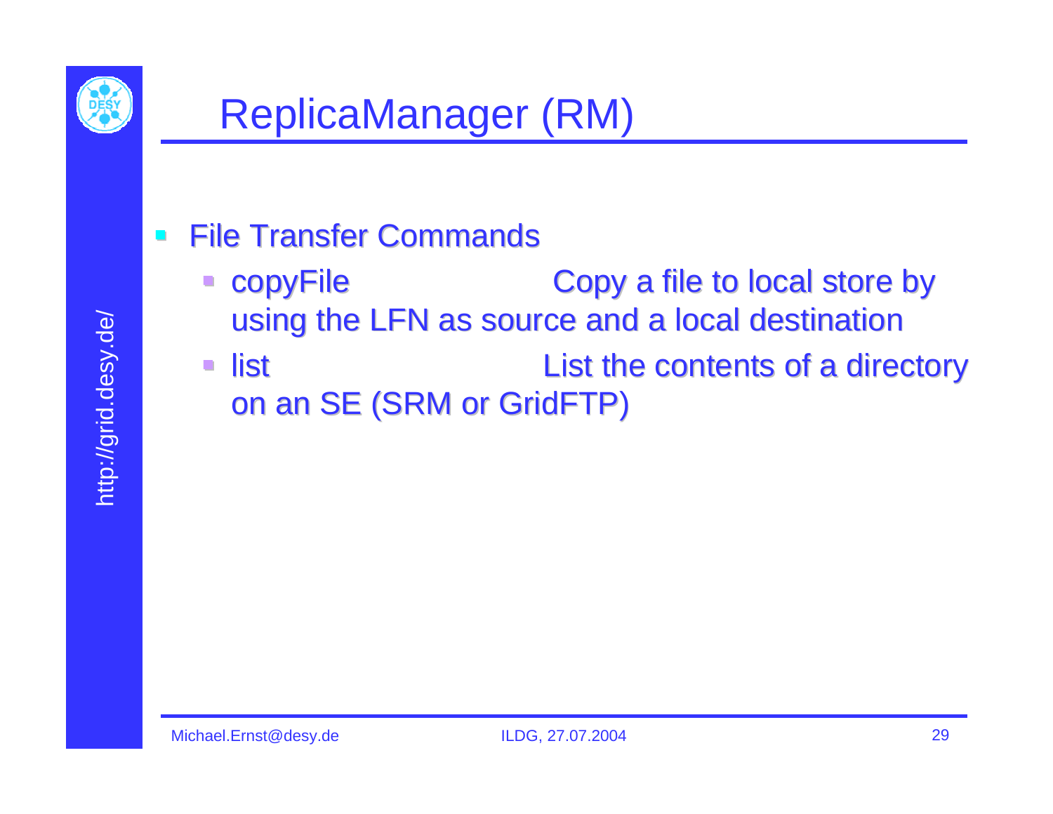# ReplicaManager (RM)

- File Transfer Commands
  - copyFile Copy a file to local store by using the LFN as source and a local destination
  - list List the contents of a directory on an SE (SRM or GridFTP)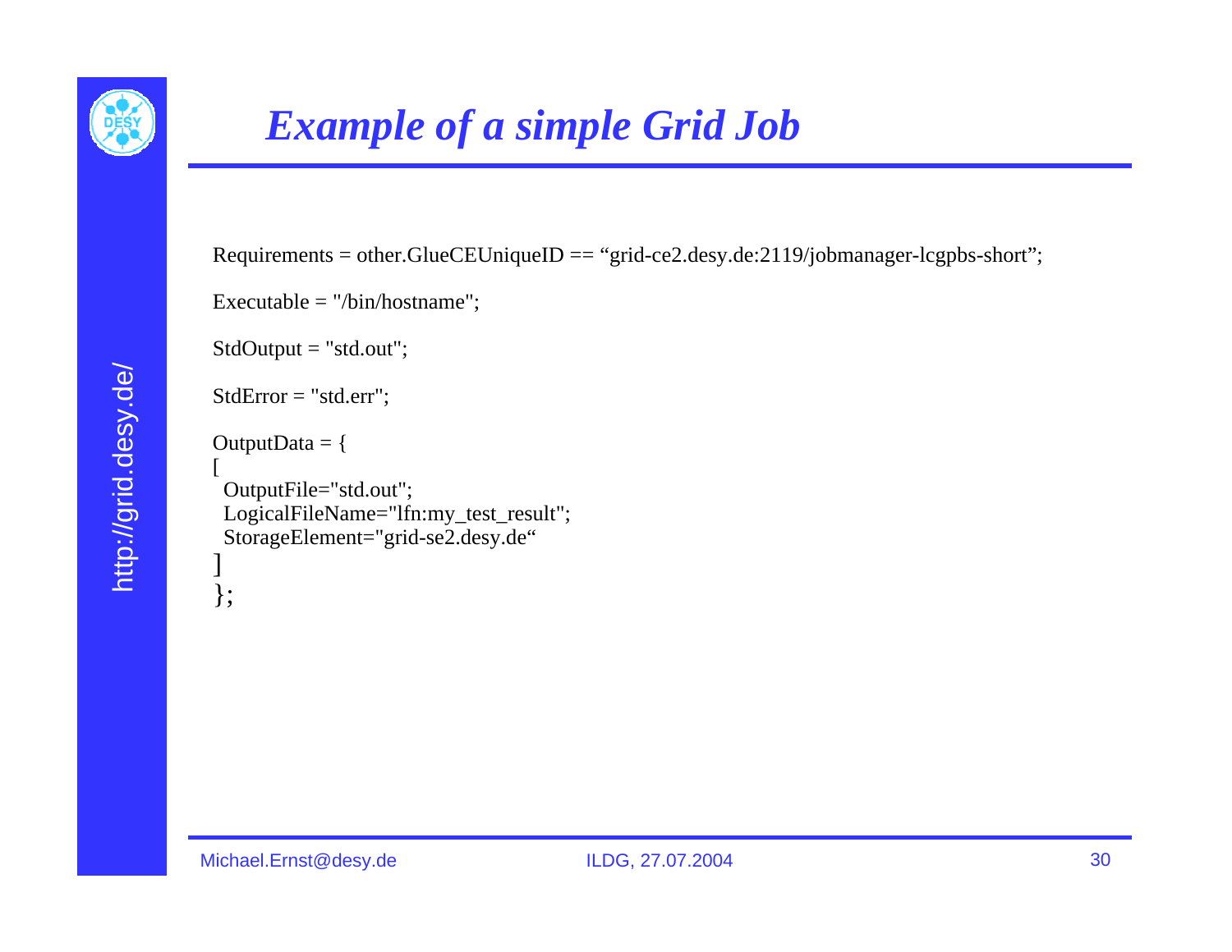# *Example of a simple Grid Job*

```
Requirements = other.GlueCEUniqueID == “grid-ce2.desy.de:2119/jobmanager-lcgpbs-short”;

Executable = "/bin/hostname";

StdOutput = "std.out";

StdError = "std.err";

OutputData = {
[
  OutputFile="std.out";
  LogicalFileName="lfn:my_test_result";
  StorageElement="grid-se2.desy.de“
]
};
```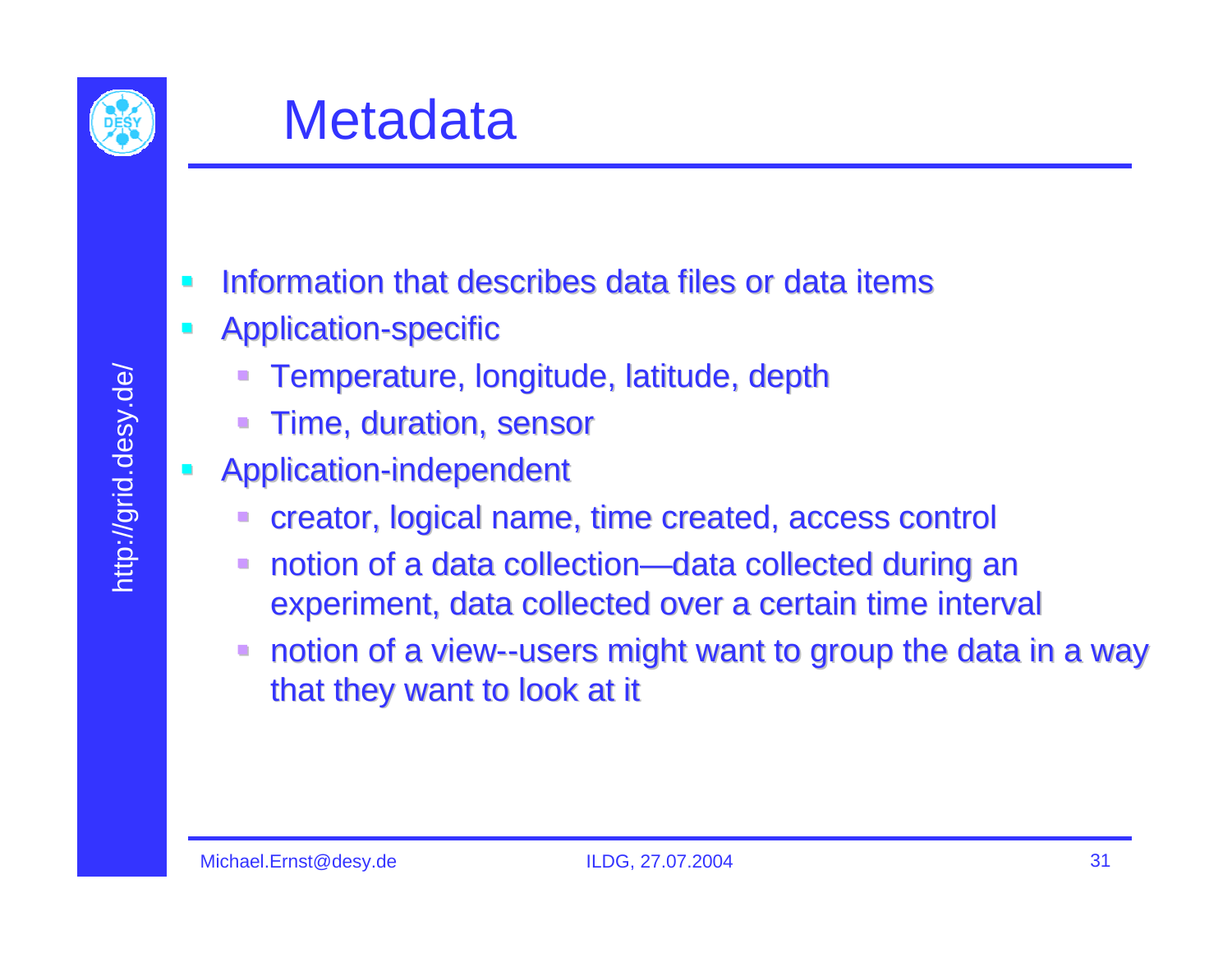# Metadata

- Information that describes data files or data items
- Application-specific
  - Temperature, longitude, latitude, depth
  - Time, duration, sensor
- Application-independent
  - creator, logical name, time created, access control
  - notion of a data collection—data collected during an experiment, data collected over a certain time interval
  - notion of a view--users might want to group the data in a way that they want to look at it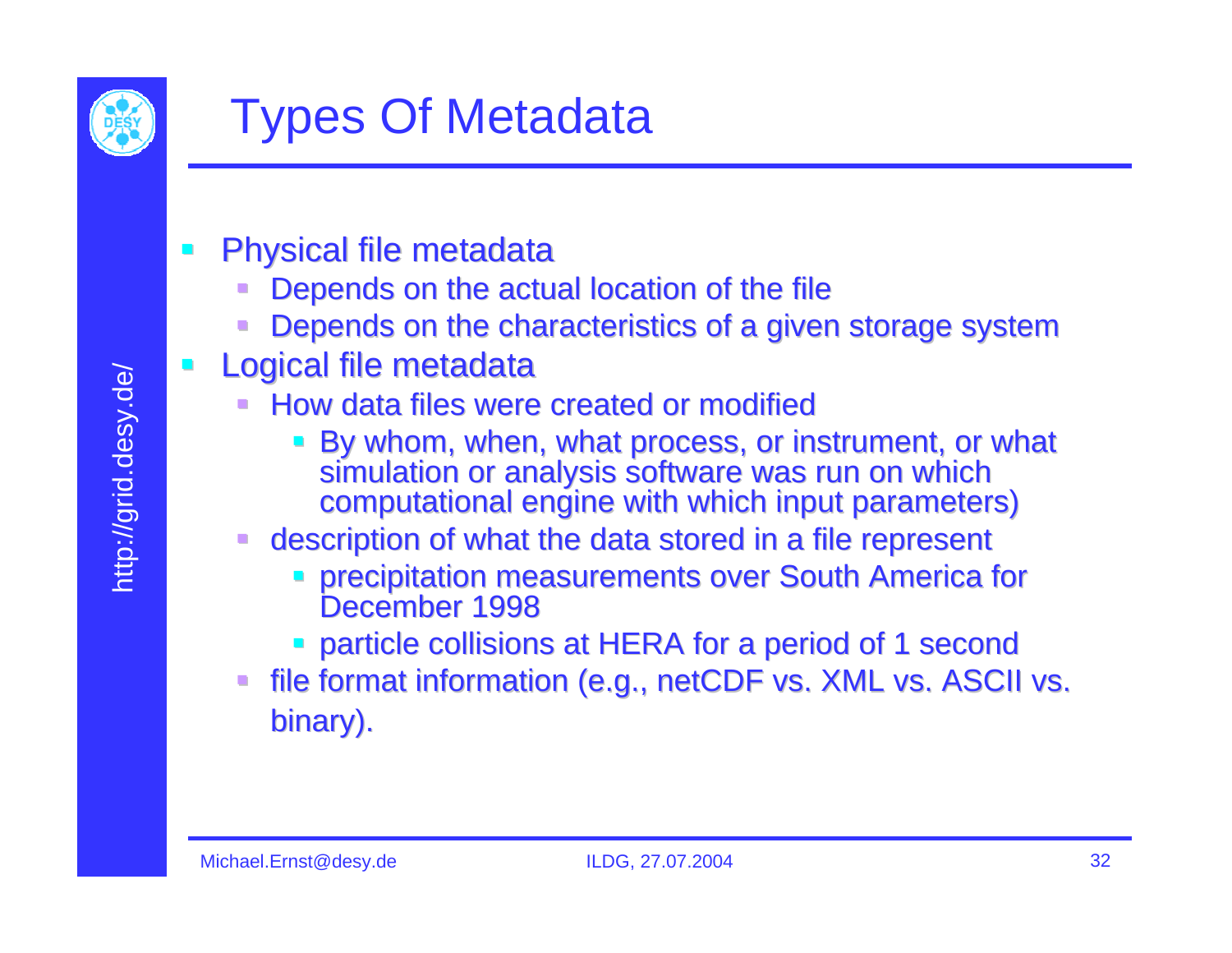# Types Of Metadata

- Physical file metadata
  - Depends on the actual location of the file
  - Depends on the characteristics of a given storage system
- Logical file metadata
  - How data files were created or modified
    - By whom, when, what process, or instrument, or what simulation or analysis software was run on which computational engine with which input parameters)
  - description of what the data stored in a file represent
    - precipitation measurements over South America for December 1998
    - particle collisions at HERA for a period of 1 second
  - file format information (e.g., netCDF vs. XML vs. ASCII vs. binary).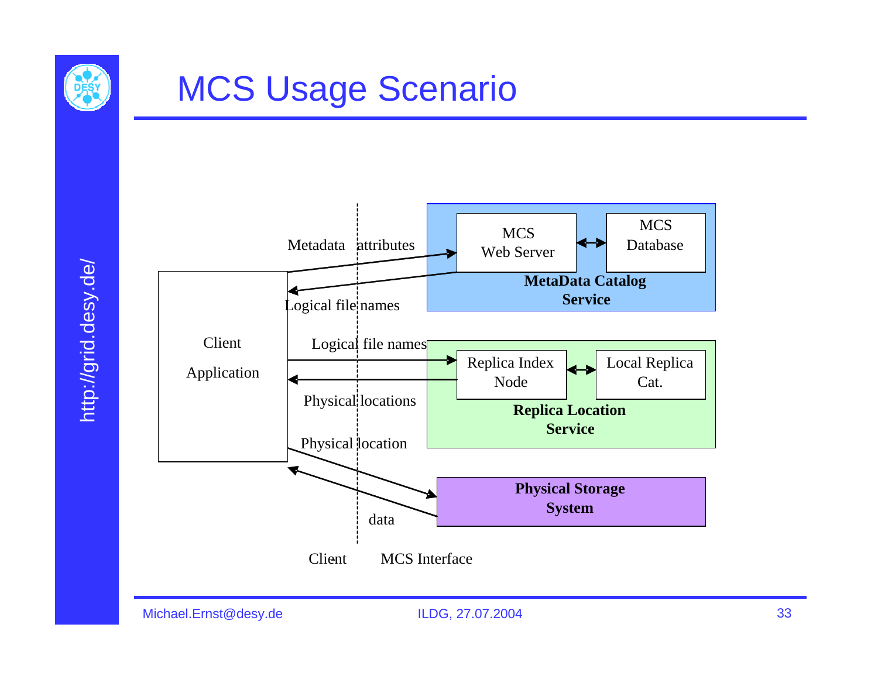# MCS Usage Scenario

Metadata attributes

Logical file names

Client Application

Logical file names

Physical locations

Physical location

data

MCS Web Server

MCS Database

**MetaData Catalog Service**

Replica Index Node

Local Replica Cat.

**Replica Location Service**

**Physical Storage System**

Client

MCS Interface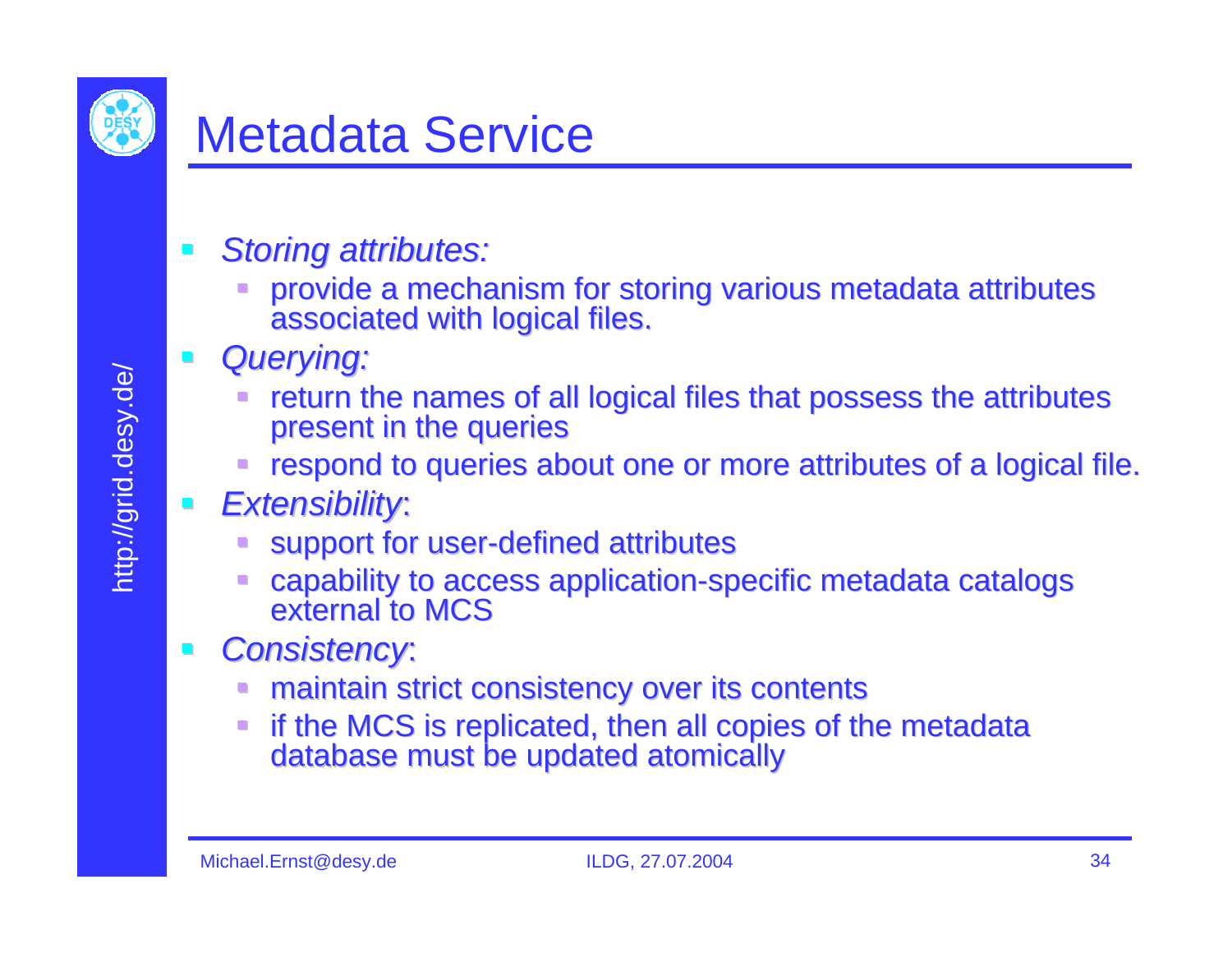# Metadata Service

- *Storing attributes:*
  - provide a mechanism for storing various metadata attributes associated with logical files.
- *Querying:*
  - return the names of all logical files that possess the attributes present in the queries
  - respond to queries about one or more attributes of a logical file.
- *Extensibility*:
  - support for user-defined attributes
  - capability to access application-specific metadata catalogs external to MCS
- *Consistency*:
  - maintain strict consistency over its contents
  - if the MCS is replicated, then all copies of the metadata database must be updated atomically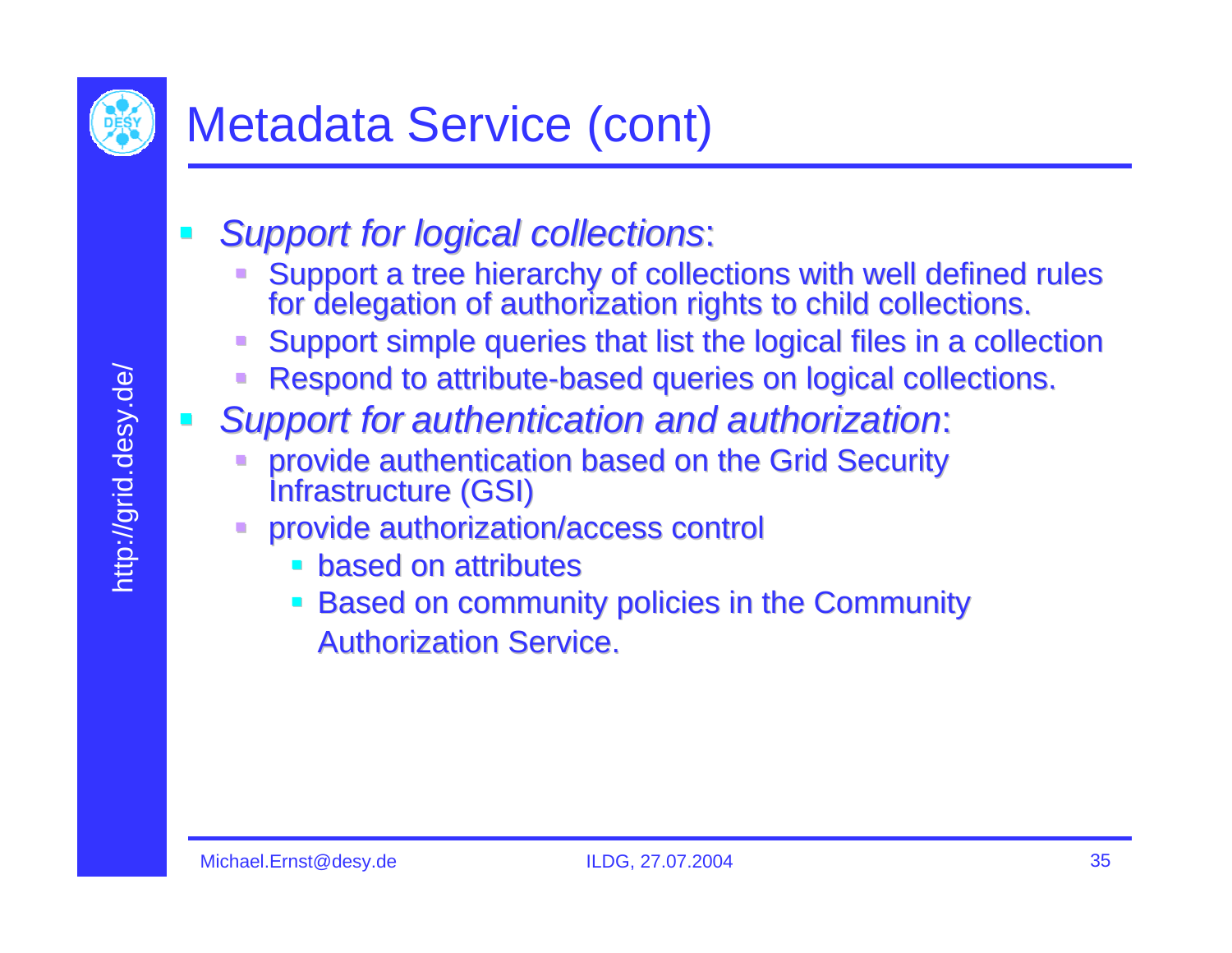# Metadata Service (cont)

- *Support for logical collections*:
  - Support a tree hierarchy of collections with well defined rules for delegation of authorization rights to child collections.
  - Support simple queries that list the logical files in a collection
  - Respond to attribute-based queries on logical collections.
- *Support for authentication and authorization*:
  - provide authentication based on the Grid Security Infrastructure (GSI)
  - provide authorization/access control
    - based on attributes
    - Based on community policies in the Community Authorization Service.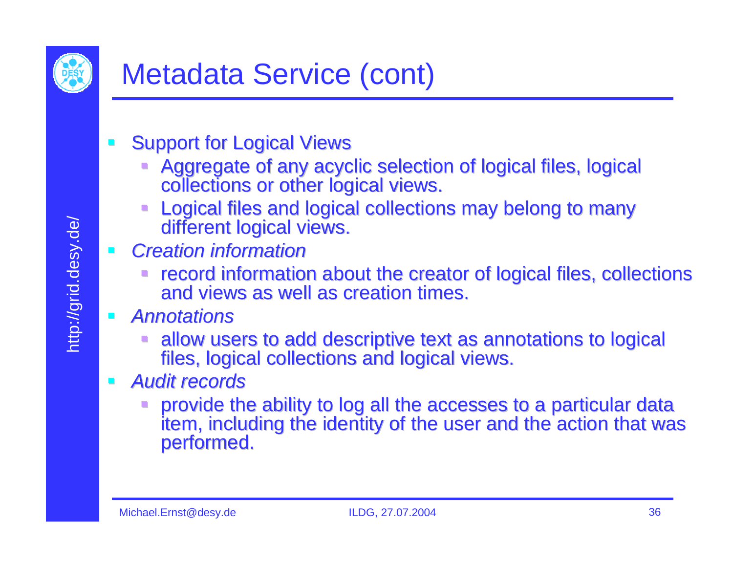# Metadata Service (cont)

- Support for Logical Views
  - Aggregate of any acyclic selection of logical files, logical collections or other logical views.
  - Logical files and logical collections may belong to many different logical views.
- *Creation information*
  - record information about the creator of logical files, collections and views as well as creation times.
- *Annotations*
  - allow users to add descriptive text as annotations to logical files, logical collections and logical views.
- *Audit records*
  - provide the ability to log all the accesses to a particular data item, including the identity of the user and the action that was performed.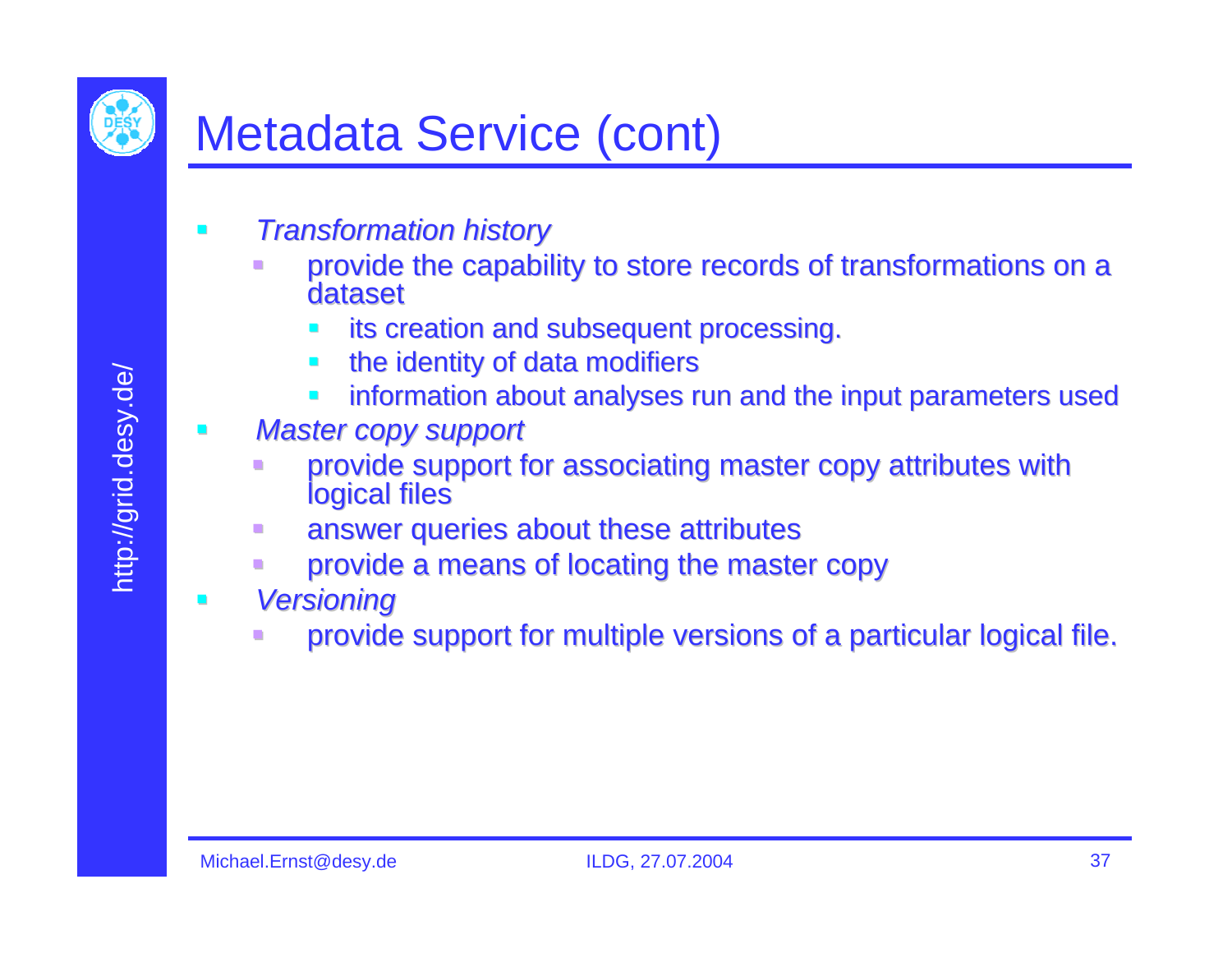# Metadata Service (cont)

- *Transformation history*
  - provide the capability to store records of transformations on a dataset
    - its creation and subsequent processing.
    - the identity of data modifiers
    - information about analyses run and the input parameters used
- *Master copy support*
  - provide support for associating master copy attributes with logical files
  - answer queries about these attributes
  - provide a means of locating the master copy
- *Versioning*
  - provide support for multiple versions of a particular logical file.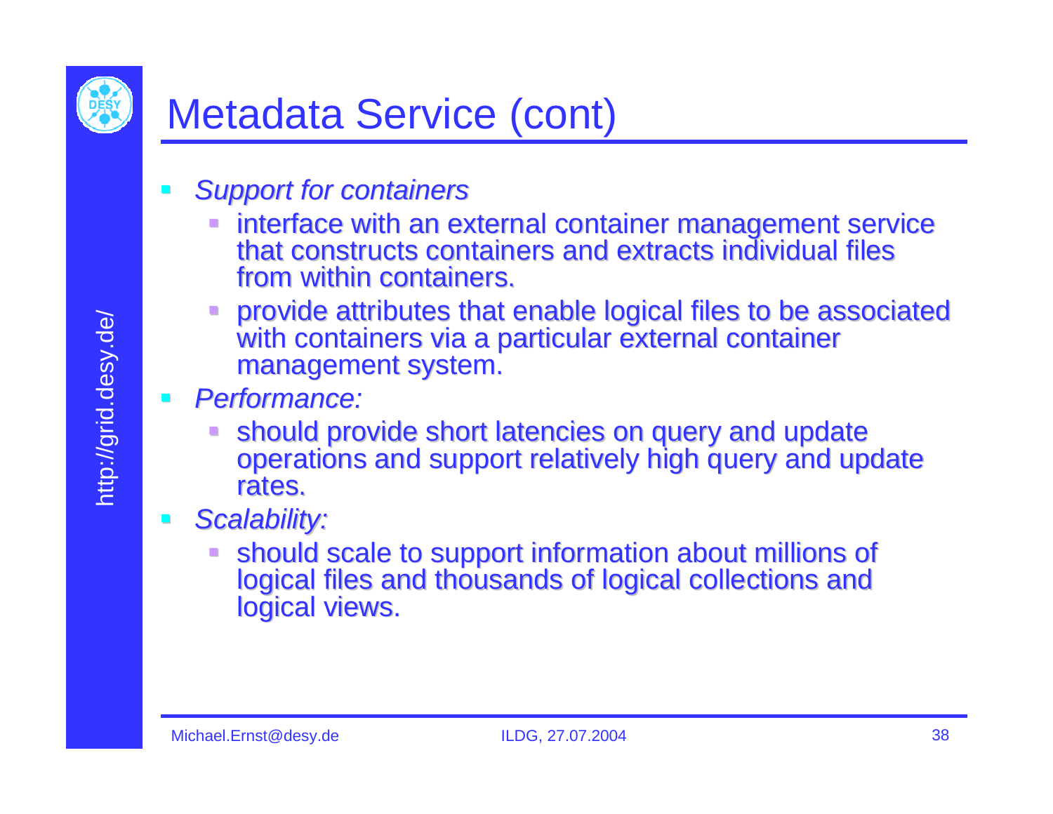# Metadata Service (cont)

- *Support for containers*
  - interface with an external container management service that constructs containers and extracts individual files from within containers.
  - provide attributes that enable logical files to be associated with containers via a particular external container management system.
- *Performance:*
  - should provide short latencies on query and update operations and support relatively high query and update rates.
- *Scalability:*
  - should scale to support information about millions of logical files and thousands of logical collections and logical views.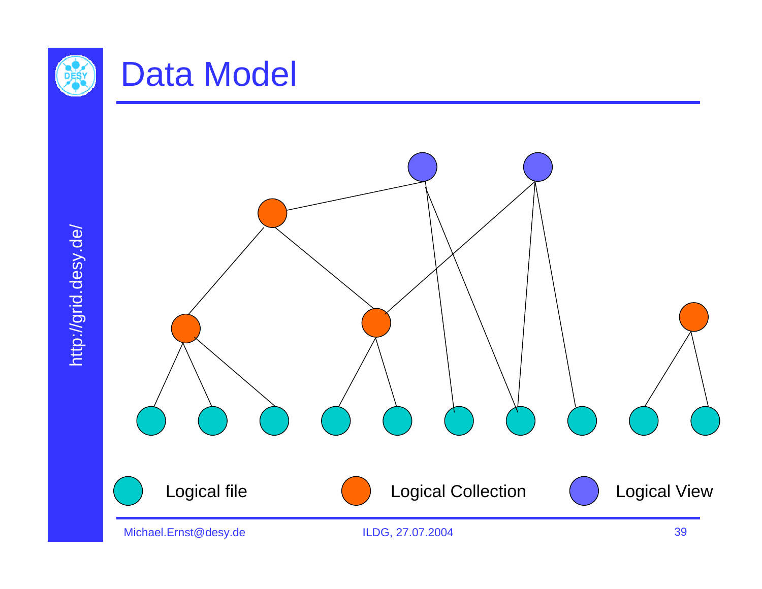# Data Model

Logical file

Logical Collection

Logical View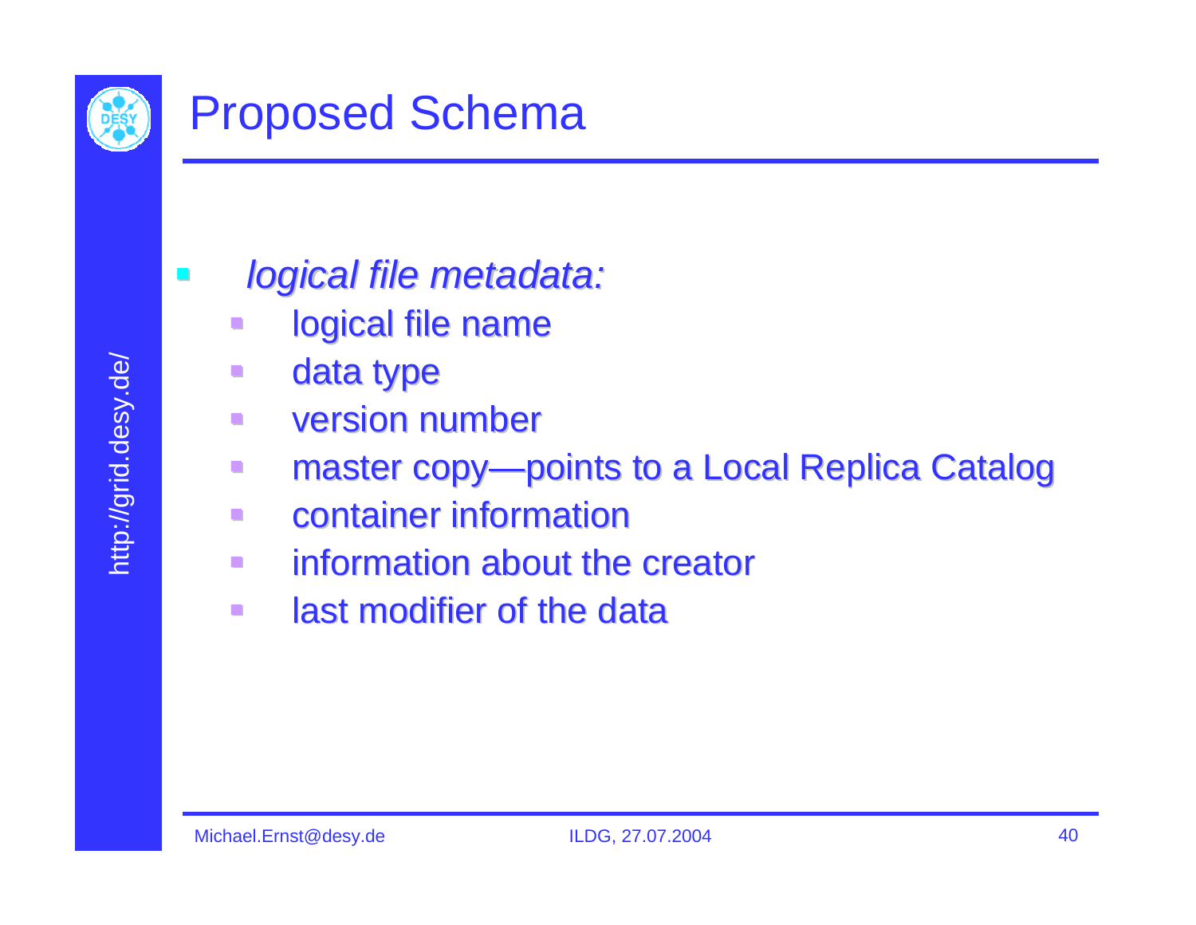# Proposed Schema

- *logical file metadata:*
  - logical file name
  - data type
  - version number
  - master copy—points to a Local Replica Catalog
  - container information
  - information about the creator
  - last modifier of the data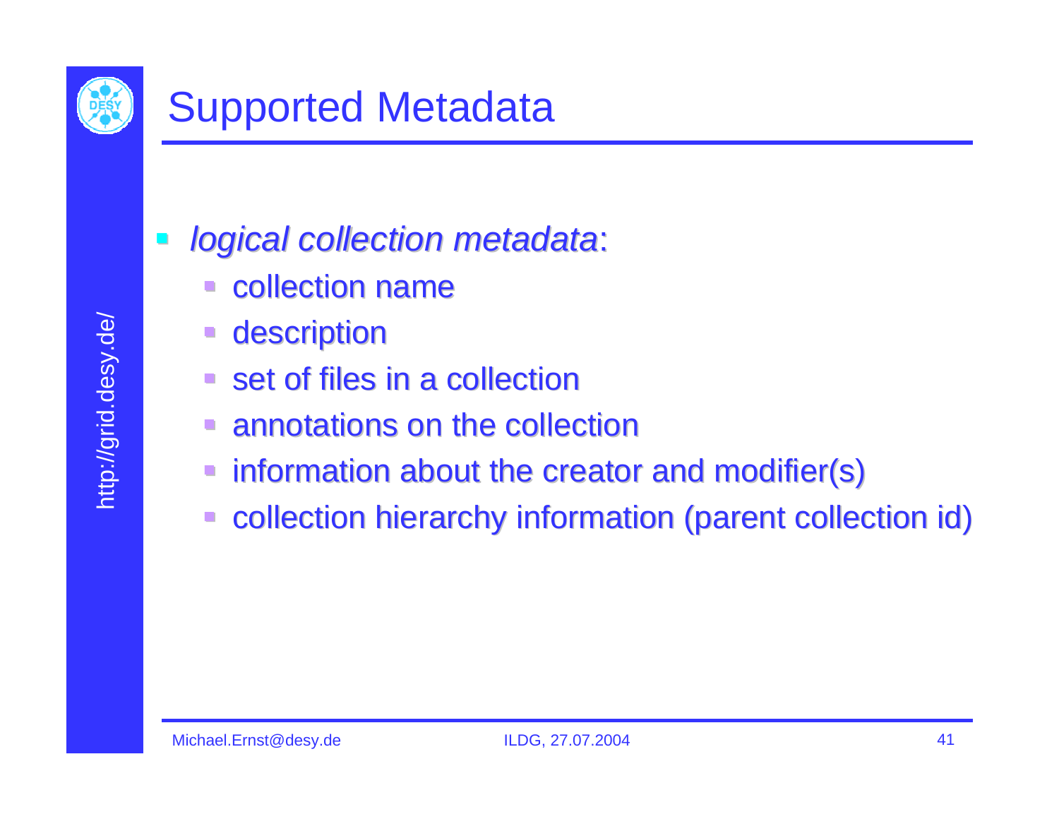# Supported Metadata

- *logical collection metadata*:
  - collection name
  - description
  - set of files in a collection
  - annotations on the collection
  - information about the creator and modifier(s)
  - collection hierarchy information (parent collection id)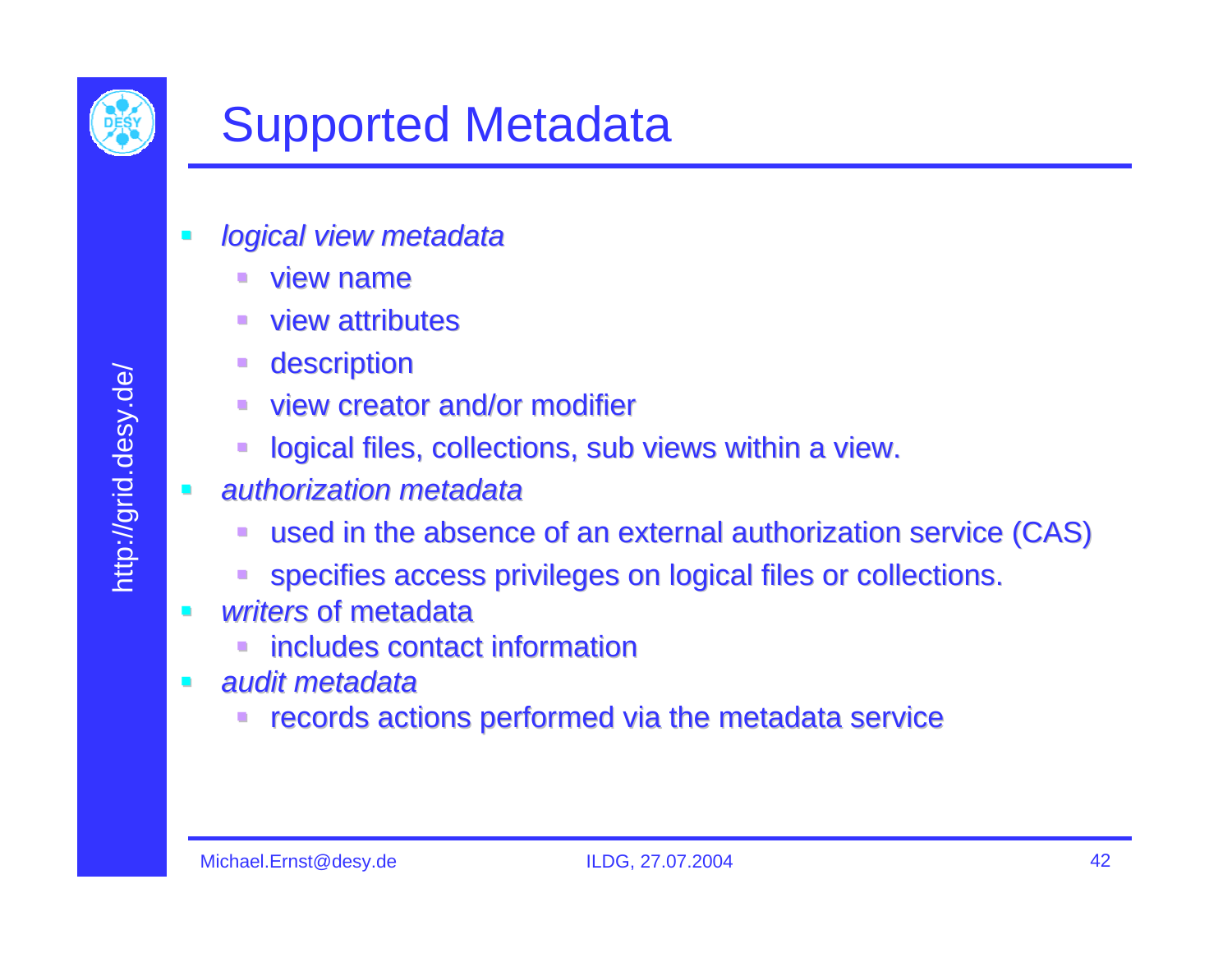# Supported Metadata

- *logical view metadata*
  - view name
  - view attributes
  - description
  - view creator and/or modifier
  - logical files, collections, sub views within a view.
- *authorization metadata*
  - used in the absence of an external authorization service (CAS)
  - specifies access privileges on logical files or collections.
- *writers* of metadata
  - includes contact information
- *audit metadata*
  - records actions performed via the metadata service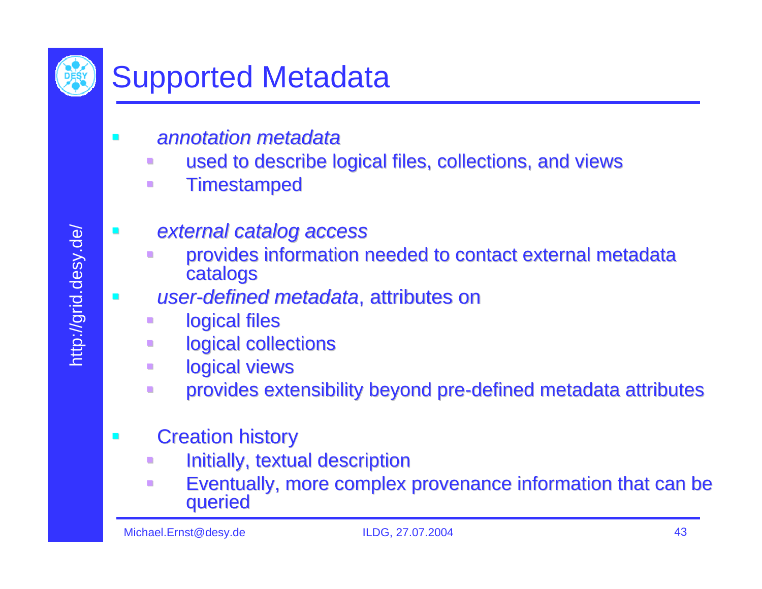# Supported Metadata

- *annotation metadata*
  - used to describe logical files, collections, and views
  - Timestamped
- *external catalog access*
  - provides information needed to contact external metadata catalogs
- *user-defined metadata*, attributes on
  - logical files
  - logical collections
  - logical views
  - provides extensibility beyond pre-defined metadata attributes
- Creation history
  - Initially, textual description
  - Eventually, more complex provenance information that can be queried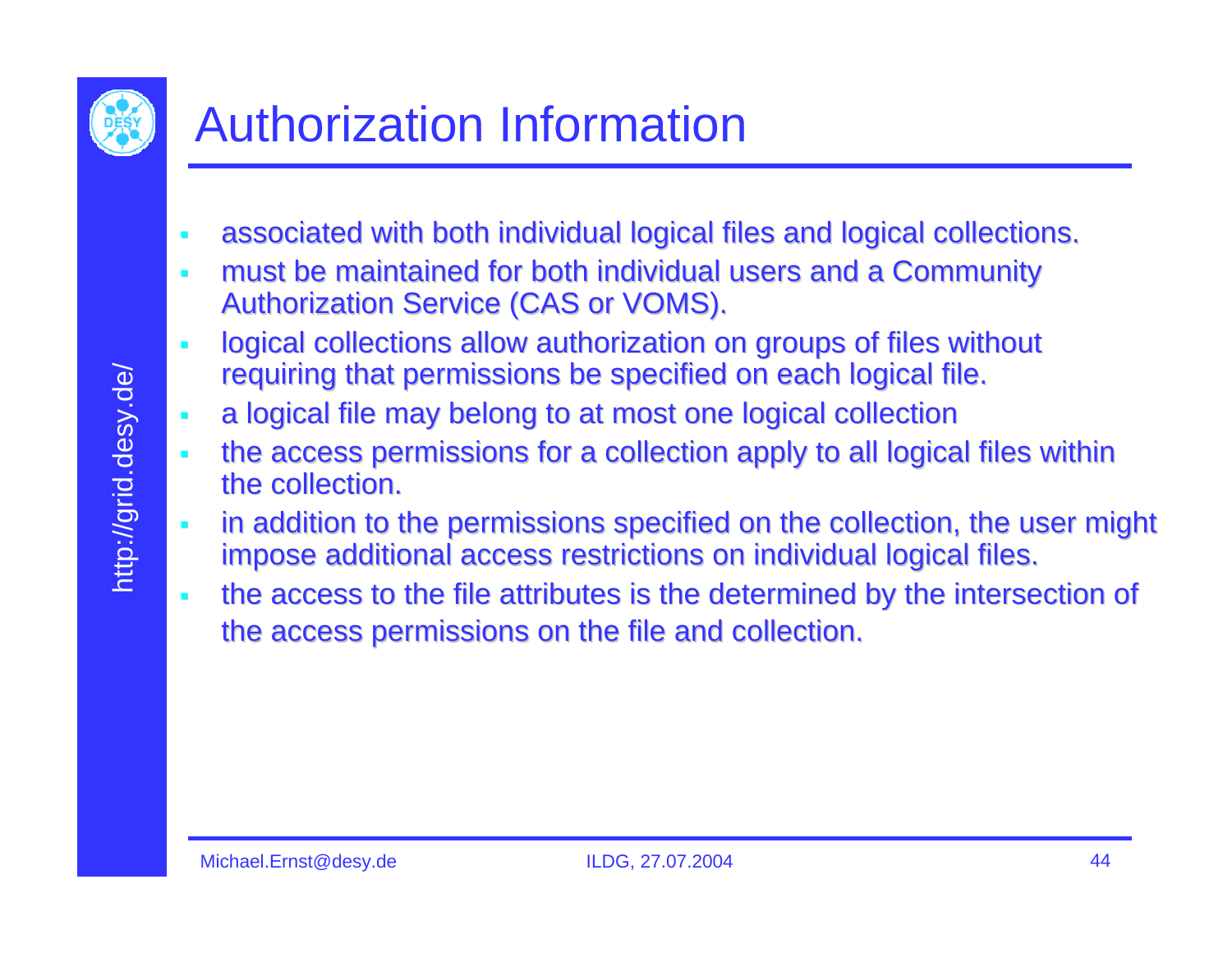# Authorization Information

- associated with both individual logical files and logical collections.
- must be maintained for both individual users and a Community Authorization Service (CAS or VOMS).
- logical collections allow authorization on groups of files without requiring that permissions be specified on each logical file.
- a logical file may belong to at most one logical collection
- the access permissions for a collection apply to all logical files within the collection.
- in addition to the permissions specified on the collection, the user might impose additional access restrictions on individual logical files.
- the access to the file attributes is the determined by the intersection of the access permissions on the file and collection.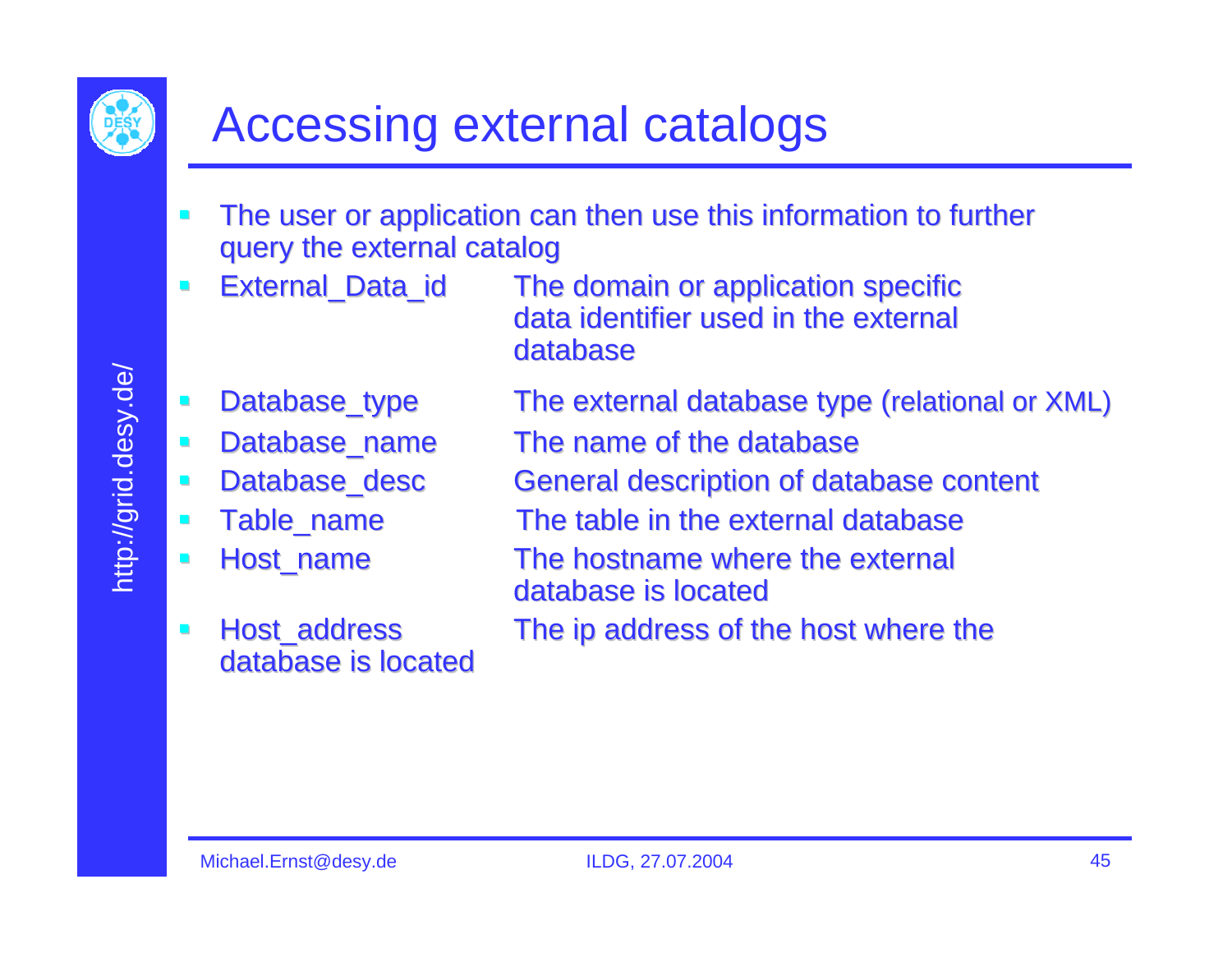# Accessing external catalogs

- The user or application can then use this information to further query the external catalog
- External_Data_id — The domain or application specific data identifier used in the external database
- Database_type — The external database type (relational or XML)
- Database_name — The name of the database
- Database_desc — General description of database content
- Table_name — The table in the external database
- Host_name — The hostname where the external database is located
- Host_address — The ip address of the host where the database is located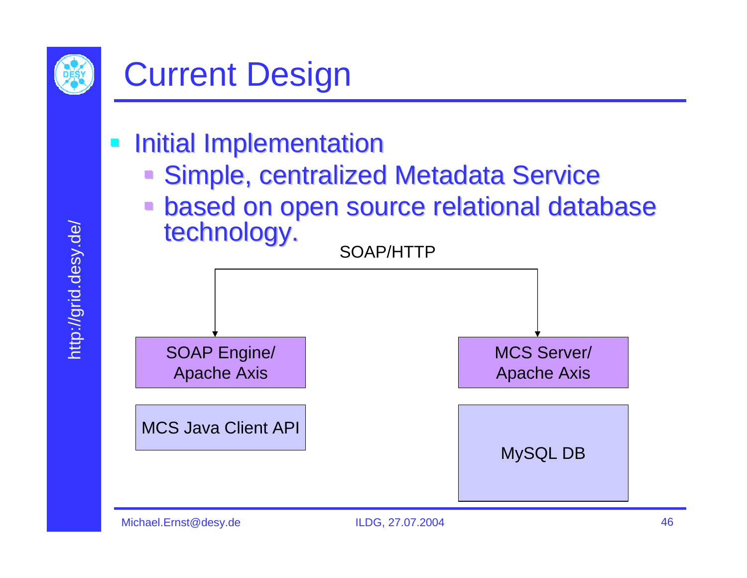# Current Design

- Initial Implementation
  - Simple, centralized Metadata Service
  - based on open source relational database technology.

SOAP/HTTP

| Client side | Server side |
| --- | --- |
| SOAP Engine/ Apache Axis | MCS Server/ Apache Axis |
| MCS Java Client API | MySQL DB |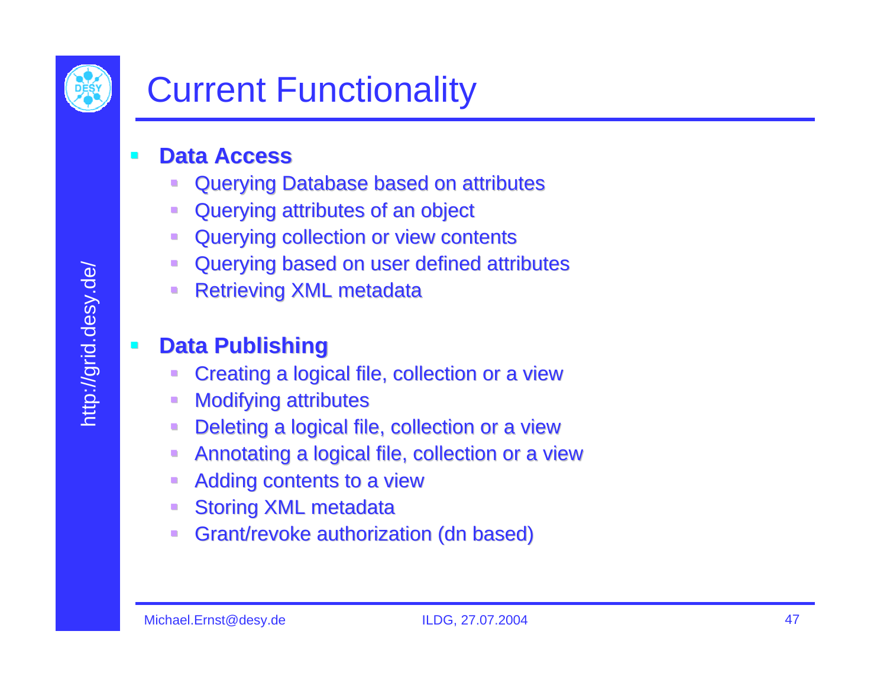# Current Functionality

- **Data Access**
  - Querying Database based on attributes
  - Querying attributes of an object
  - Querying collection or view contents
  - Querying based on user defined attributes
  - Retrieving XML metadata
- **Data Publishing**
  - Creating a logical file, collection or a view
  - Modifying attributes
  - Deleting a logical file, collection or a view
  - Annotating a logical file, collection or a view
  - Adding contents to a view
  - Storing XML metadata
  - Grant/revoke authorization (dn based)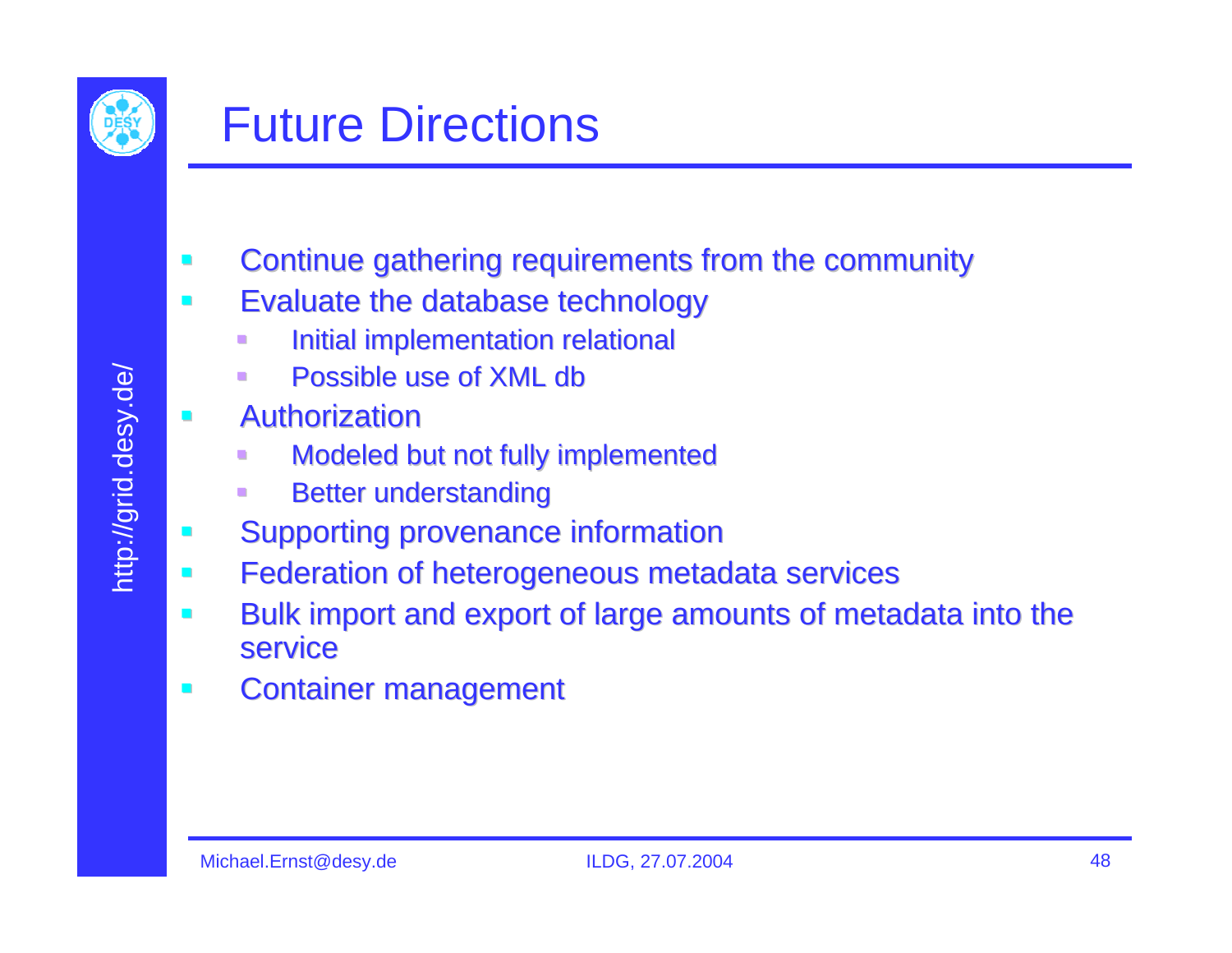# Future Directions

- Continue gathering requirements from the community
- Evaluate the database technology
  - Initial implementation relational
  - Possible use of XML db
- Authorization
  - Modeled but not fully implemented
  - Better understanding
- Supporting provenance information
- Federation of heterogeneous metadata services
- Bulk import and export of large amounts of metadata into the service
- Container management